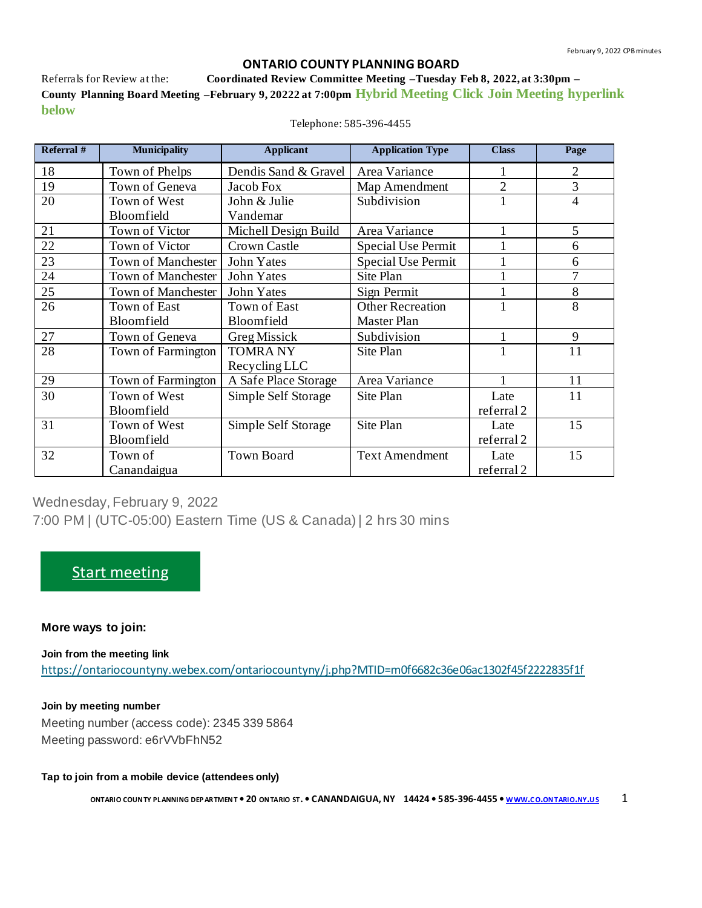## ONTARIO COUNTY PLANNING BOARD

Referrals for Review at the: **Coordinated Review Committee Meeting –Tuesday Feb 8, 2022, at 3:30pm – County Planning Board Meeting –February 9, 20222 at 7:00pm** **Hybrid Meeting Click Join Meeting hyperlink below**

Telephone: 585-396-4455

| Referral # | Municipality | Applicant | Application Type | Class | Page |
|---|---|---|---|---|---|
| 18 | Town of Phelps | Dendis Sand & Gravel | Area Variance | 1 | 2 |
| 19 | Town of Geneva | Jacob Fox | Map Amendment | 2 | 3 |
| 20 | Town of West Bloomfield | John & Julie Vandemar | Subdivision | 1 | 4 |
| 21 | Town of Victor | Michell Design Build | Area Variance | 1 | 5 |
| 22 | Town of Victor | Crown Castle | Special Use Permit | 1 | 6 |
| 23 | Town of Manchester | John Yates | Special Use Permit | 1 | 6 |
| 24 | Town of Manchester | John Yates | Site Plan | 1 | 7 |
| 25 | Town of Manchester | John Yates | Sign Permit | 1 | 8 |
| 26 | Town of East Bloomfield | Town of East Bloomfield | Other Recreation Master Plan | 1 | 8 |
| 27 | Town of Geneva | Greg Missick | Subdivision | 1 | 9 |
| 28 | Town of Farmington | TOMRA NY Recycling LLC | Site Plan | 1 | 11 |
| 29 | Town of Farmington | A Safe Place Storage | Area Variance | 1 | 11 |
| 30 | Town of West Bloomfield | Simple Self Storage | Site Plan | Late referral 2 | 11 |
| 31 | Town of West Bloomfield | Simple Self Storage | Site Plan | Late referral 2 | 15 |
| 32 | Town of Canandaigua | Town Board | Text Amendment | Late referral 2 | 15 |

Wednesday, February 9, 2022

7:00 PM | (UTC-05:00) Eastern Time (US & Canada) | 2 hrs 30 mins

Start meeting

**More ways to join:**

**Join from the meeting link**

https://ontariocountyny.webex.com/ontariocountyny/j.php?MTID=m0f6682c36e06ac1302f45f2222835f1f

**Join by meeting number**

Meeting number (access code): 2345 339 5864

Meeting password: e6rVVbFhN52

**Tap to join from a mobile device (attendees only)**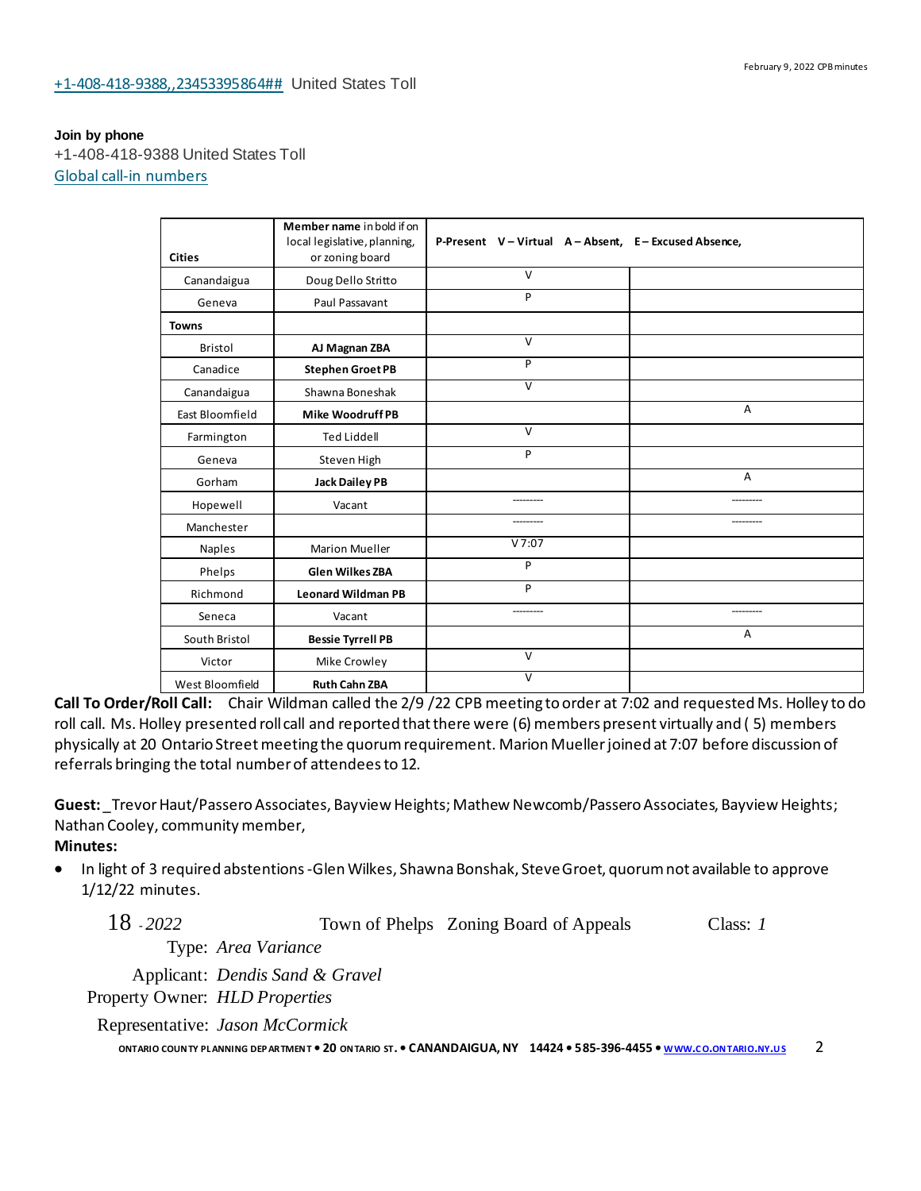+1-408-418-9388,,23453395864## United States Toll

**Join by phone**

+1-408-418-9388 United States Toll

Global call-in numbers

| Cities | Member name in bold if on local legislative, planning, or zoning board | P-Present V – Virtual A – Absent, E – Excused Absence, | |
|---|---|---|---|
| Canandaigua | Doug Dello Stritto | V | |
| Geneva | Paul Passavant | P | |
| **Towns** | | | |
| Bristol | **AJ Magnan ZBA** | V | |
| Canadice | **Stephen Groet PB** | P | |
| Canandaigua | Shawna Boneshak | V | |
| East Bloomfield | **Mike Woodruff PB** | | A |
| Farmington | Ted Liddell | V | |
| Geneva | Steven High | P | |
| Gorham | **Jack Dailey PB** | | A |
| Hopewell | Vacant | --------- | --------- |
| Manchester | | --------- | --------- |
| Naples | Marion Mueller | V 7:07 | |
| Phelps | **Glen Wilkes ZBA** | P | |
| Richmond | **Leonard Wildman PB** | P | |
| Seneca | Vacant | --------- | --------- |
| South Bristol | **Bessie Tyrrell PB** | | A |
| Victor | Mike Crowley | V | |
| West Bloomfield | **Ruth Cahn ZBA** | V | |

**Call To Order/Roll Call:** Chair Wildman called the 2/9 /22 CPB meeting to order at 7:02 and requested Ms. Holley to do roll call. Ms. Holley presented roll call and reported that there were (6) members present virtually and ( 5) members physically at 20 Ontario Street meeting the quorum requirement. Marion Mueller joined at 7:07 before discussion of referrals bringing the total number of attendees to 12.

**Guest:** _Trevor Haut/Passero Associates, Bayview Heights; Mathew Newcomb/Passero Associates, Bayview Heights; Nathan Cooley, community member,

**Minutes:**

- In light of 3 required abstentions -Glen Wilkes, Shawna Bonshak, Steve Groet, quorum not available to approve 1/12/22 minutes.

18 *- 2022* Town of Phelps Zoning Board of Appeals Class: *1*

Type: *Area Variance*

Applicant: *Dendis Sand & Gravel*

Property Owner: *HLD Properties*

Representative: *Jason McCormick*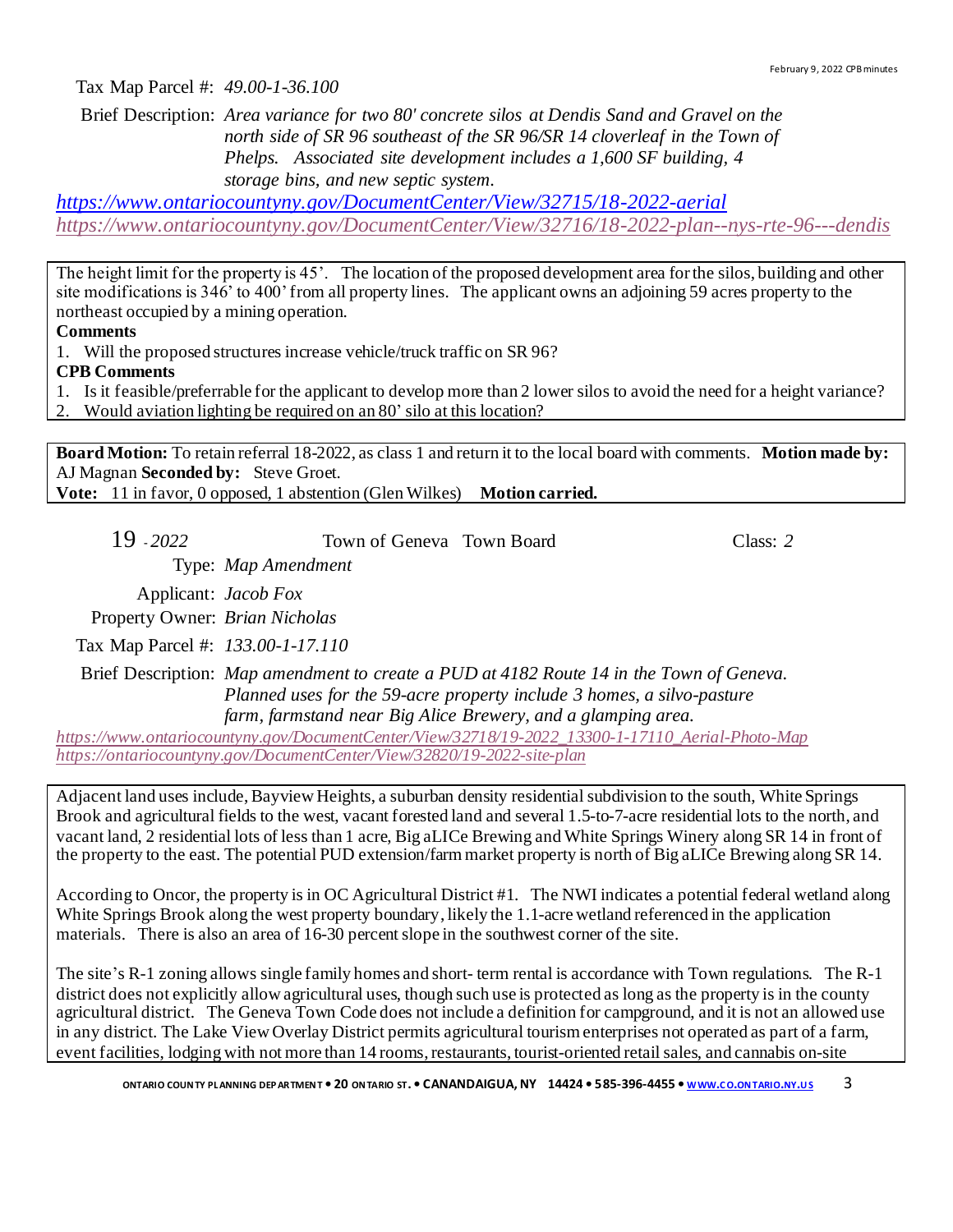Tax Map Parcel #: *49.00-1-36.100*

Brief Description: *Area variance for two 80' concrete silos at Dendis Sand and Gravel on the north side of SR 96 southeast of the SR 96/SR 14 cloverleaf in the Town of Phelps. Associated site development includes a 1,600 SF building, 4 storage bins, and new septic system.*

*https://www.ontariocountyny.gov/DocumentCenter/View/32715/18-2022-aerial*
*https://www.ontariocountyny.gov/DocumentCenter/View/32716/18-2022-plan--nys-rte-96---dendis*

The height limit for the property is 45'. The location of the proposed development area for the silos, building and other site modifications is 346' to 400' from all property lines. The applicant owns an adjoining 59 acres property to the northeast occupied by a mining operation.

**Comments**

1. Will the proposed structures increase vehicle/truck traffic on SR 96?

**CPB Comments**

1. Is it feasible/preferrable for the applicant to develop more than 2 lower silos to avoid the need for a height variance?
2. Would aviation lighting be required on an 80' silo at this location?

**Board Motion:** To retain referral 18-2022, as class 1 and return it to the local board with comments. **Motion made by:** AJ Magnan **Seconded by:** Steve Groet.
**Vote:** 11 in favor, 0 opposed, 1 abstention (Glen Wilkes) **Motion carried.**

19 *- 2022* Town of Geneva Town Board Class: *2*

Type: *Map Amendment*

Applicant: *Jacob Fox*

Property Owner: *Brian Nicholas*

Tax Map Parcel #: *133.00-1-17.110*

Brief Description: *Map amendment to create a PUD at 4182 Route 14 in the Town of Geneva. Planned uses for the 59-acre property include 3 homes, a silvo-pasture farm, farmstand near Big Alice Brewery, and a glamping area.*

*https://www.ontariocountyny.gov/DocumentCenter/View/32718/19-2022_13300-1-17110_Aerial-Photo-Map*
*https://ontariocountyny.gov/DocumentCenter/View/32820/19-2022-site-plan*

Adjacent land uses include, Bayview Heights, a suburban density residential subdivision to the south, White Springs Brook and agricultural fields to the west, vacant forested land and several 1.5-to-7-acre residential lots to the north, and vacant land, 2 residential lots of less than 1 acre, Big aLICe Brewing and White Springs Winery along SR 14 in front of the property to the east. The potential PUD extension/farm market property is north of Big aLICe Brewing along SR 14.

According to Oncor, the property is in OC Agricultural District #1. The NWI indicates a potential federal wetland along White Springs Brook along the west property boundary, likely the 1.1-acre wetland referenced in the application materials. There is also an area of 16-30 percent slope in the southwest corner of the site.

The site's R-1 zoning allows single family homes and short- term rental is accordance with Town regulations. The R-1 district does not explicitly allow agricultural uses, though such use is protected as long as the property is in the county agricultural district. The Geneva Town Code does not include a definition for campground, and it is not an allowed use in any district. The Lake View Overlay District permits agricultural tourism enterprises not operated as part of a farm, event facilities, lodging with not more than 14 rooms, restaurants, tourist-oriented retail sales, and cannabis on-site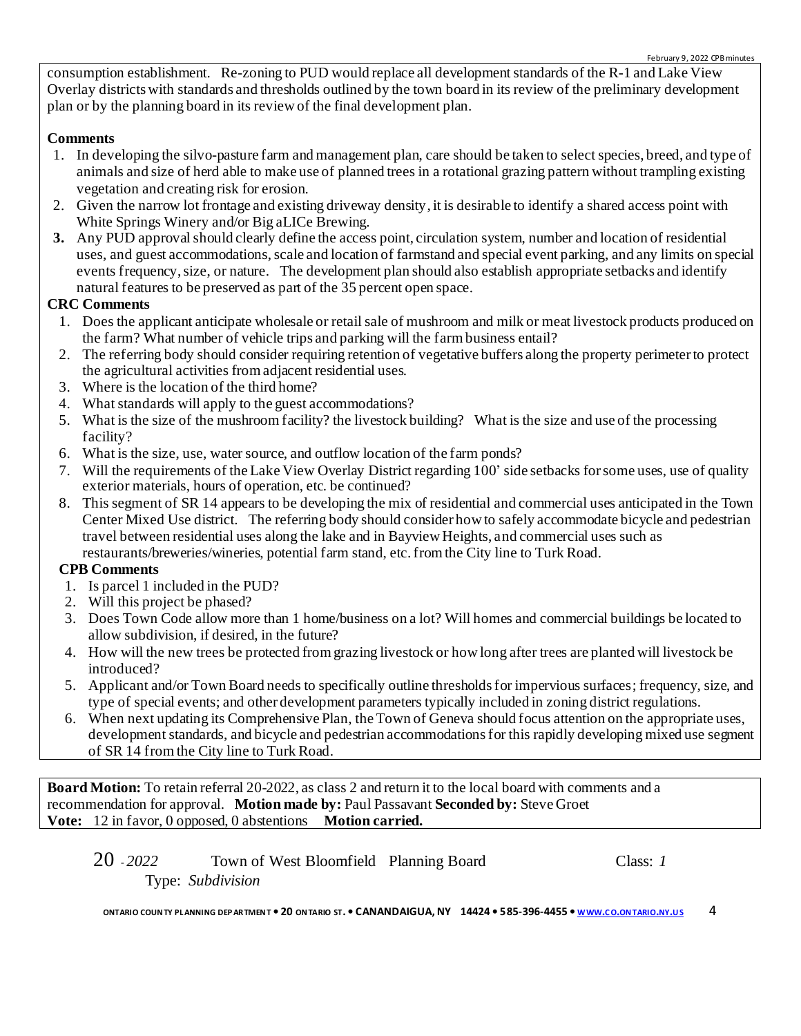consumption establishment. Re-zoning to PUD would replace all development standards of the R-1 and Lake View Overlay districts with standards and thresholds outlined by the town board in its review of the preliminary development plan or by the planning board in its review of the final development plan.

**Comments**

1. In developing the silvo-pasture farm and management plan, care should be taken to select species, breed, and type of animals and size of herd able to make use of planned trees in a rotational grazing pattern without trampling existing vegetation and creating risk for erosion.
2. Given the narrow lot frontage and existing driveway density, it is desirable to identify a shared access point with White Springs Winery and/or Big aLICe Brewing.
3. Any PUD approval should clearly define the access point, circulation system, number and location of residential uses, and guest accommodations, scale and location of farmstand and special event parking, and any limits on special events frequency, size, or nature. The development plan should also establish appropriate setbacks and identify natural features to be preserved as part of the 35 percent open space.

**CRC Comments**

1. Does the applicant anticipate wholesale or retail sale of mushroom and milk or meat livestock products produced on the farm? What number of vehicle trips and parking will the farm business entail?
2. The referring body should consider requiring retention of vegetative buffers along the property perimeter to protect the agricultural activities from adjacent residential uses.
3. Where is the location of the third home?
4. What standards will apply to the guest accommodations?
5. What is the size of the mushroom facility? the livestock building? What is the size and use of the processing facility?
6. What is the size, use, water source, and outflow location of the farm ponds?
7. Will the requirements of the Lake View Overlay District regarding 100' side setbacks for some uses, use of quality exterior materials, hours of operation, etc. be continued?
8. This segment of SR 14 appears to be developing the mix of residential and commercial uses anticipated in the Town Center Mixed Use district. The referring body should consider how to safely accommodate bicycle and pedestrian travel between residential uses along the lake and in Bayview Heights, and commercial uses such as restaurants/breweries/wineries, potential farm stand, etc. from the City line to Turk Road.

**CPB Comments**

1. Is parcel 1 included in the PUD?
2. Will this project be phased?
3. Does Town Code allow more than 1 home/business on a lot? Will homes and commercial buildings be located to allow subdivision, if desired, in the future?
4. How will the new trees be protected from grazing livestock or how long after trees are planted will livestock be introduced?
5. Applicant and/or Town Board needs to specifically outline thresholds for impervious surfaces; frequency, size, and type of special events; and other development parameters typically included in zoning district regulations.
6. When next updating its Comprehensive Plan, the Town of Geneva should focus attention on the appropriate uses, development standards, and bicycle and pedestrian accommodations for this rapidly developing mixed use segment of SR 14 from the City line to Turk Road.

**Board Motion:** To retain referral 20-2022, as class 2 and return it to the local board with comments and a recommendation for approval. **Motion made by:** Paul Passavant **Seconded by:** Steve Groet
**Vote:** 12 in favor, 0 opposed, 0 abstentions **Motion carried.**

20 - *2022* Town of West Bloomfield Planning Board Class: *1*
Type: *Subdivision*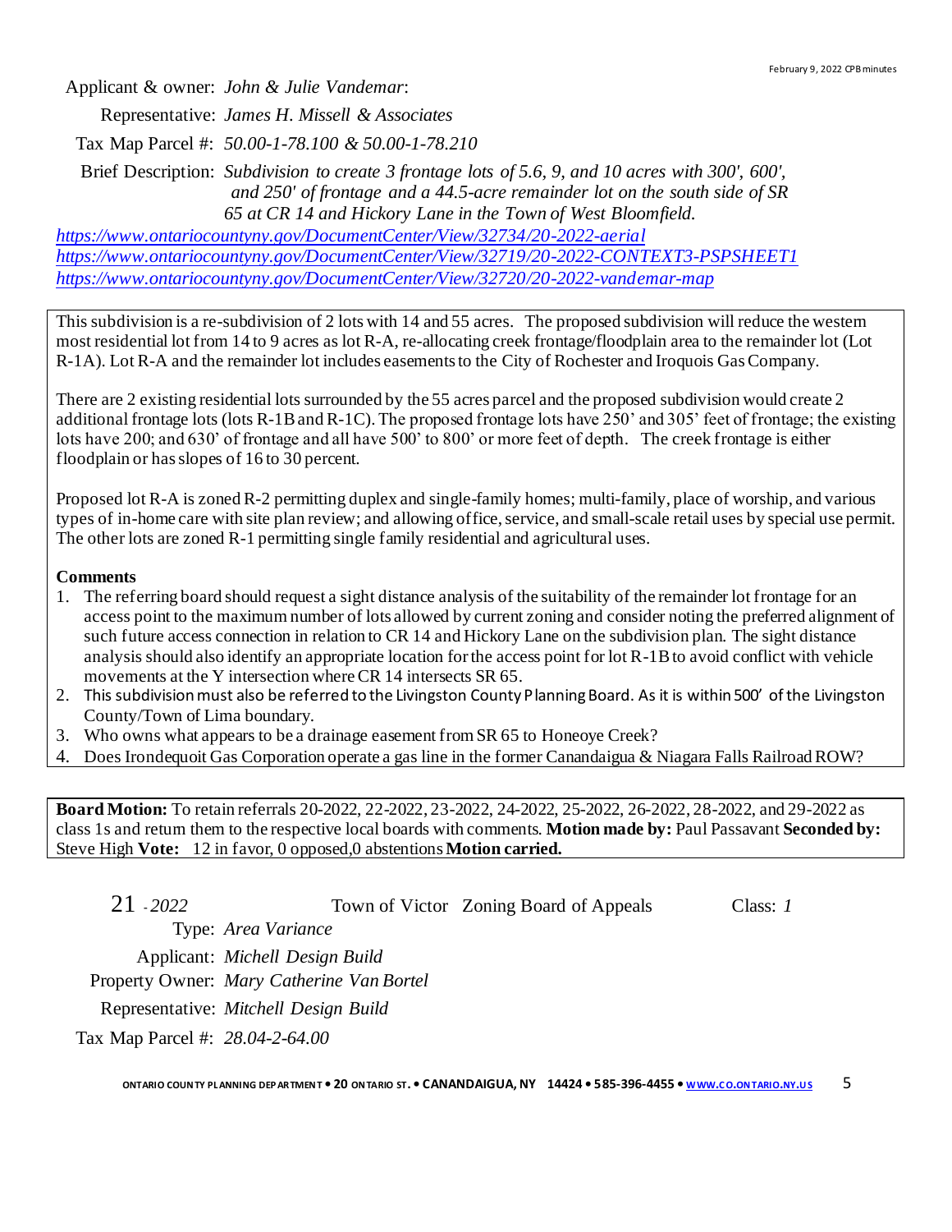Applicant & owner: *John & Julie Vandemar*:

Representative: *James H. Missell & Associates*

Tax Map Parcel #: *50.00-1-78.100 & 50.00-1-78.210*

Brief Description: *Subdivision to create 3 frontage lots of 5.6, 9, and 10 acres with 300', 600', and 250' of frontage and a 44.5-acre remainder lot on the south side of SR 65 at CR 14 and Hickory Lane in the Town of West Bloomfield.*

*https://www.ontariocountyny.gov/DocumentCenter/View/32734/20-2022-aerial*
*https://www.ontariocountyny.gov/DocumentCenter/View/32719/20-2022-CONTEXT3-PSPSHEET1*
*https://www.ontariocountyny.gov/DocumentCenter/View/32720/20-2022-vandemar-map*

This subdivision is a re-subdivision of 2 lots with 14 and 55 acres. The proposed subdivision will reduce the western most residential lot from 14 to 9 acres as lot R-A, re-allocating creek frontage/floodplain area to the remainder lot (Lot R-1A). Lot R-A and the remainder lot includes easements to the City of Rochester and Iroquois Gas Company.

There are 2 existing residential lots surrounded by the 55 acres parcel and the proposed subdivision would create 2 additional frontage lots (lots R-1B and R-1C). The proposed frontage lots have 250' and 305' feet of frontage; the existing lots have 200; and 630' of frontage and all have 500' to 800' or more feet of depth. The creek frontage is either floodplain or has slopes of 16 to 30 percent.

Proposed lot R-A is zoned R-2 permitting duplex and single-family homes; multi-family, place of worship, and various types of in-home care with site plan review; and allowing office, service, and small-scale retail uses by special use permit. The other lots are zoned R-1 permitting single family residential and agricultural uses.

**Comments**

1. The referring board should request a sight distance analysis of the suitability of the remainder lot frontage for an access point to the maximum number of lots allowed by current zoning and consider noting the preferred alignment of such future access connection in relation to CR 14 and Hickory Lane on the subdivision plan. The sight distance analysis should also identify an appropriate location for the access point for lot R-1B to avoid conflict with vehicle movements at the Y intersection where CR 14 intersects SR 65.
2. This subdivision must also be referred to the Livingston County Planning Board. As it is within 500' of the Livingston County/Town of Lima boundary.
3. Who owns what appears to be a drainage easement from SR 65 to Honeoye Creek?
4. Does Irondequoit Gas Corporation operate a gas line in the former Canandaigua & Niagara Falls Railroad ROW?

**Board Motion:** To retain referrals 20-2022, 22-2022, 23-2022, 24-2022, 25-2022, 26-2022, 28-2022, and 29-2022 as class 1s and return them to the respective local boards with comments. **Motion made by:** Paul Passavant **Seconded by:** Steve High **Vote:** 12 in favor, 0 opposed, 0 abstentions **Motion carried.**

21 - *2022* Town of Victor Zoning Board of Appeals Class: *1*

Type: *Area Variance*

Applicant: *Michell Design Build*

Property Owner: *Mary Catherine Van Bortel*

Representative: *Mitchell Design Build*

Tax Map Parcel #: *28.04-2-64.00*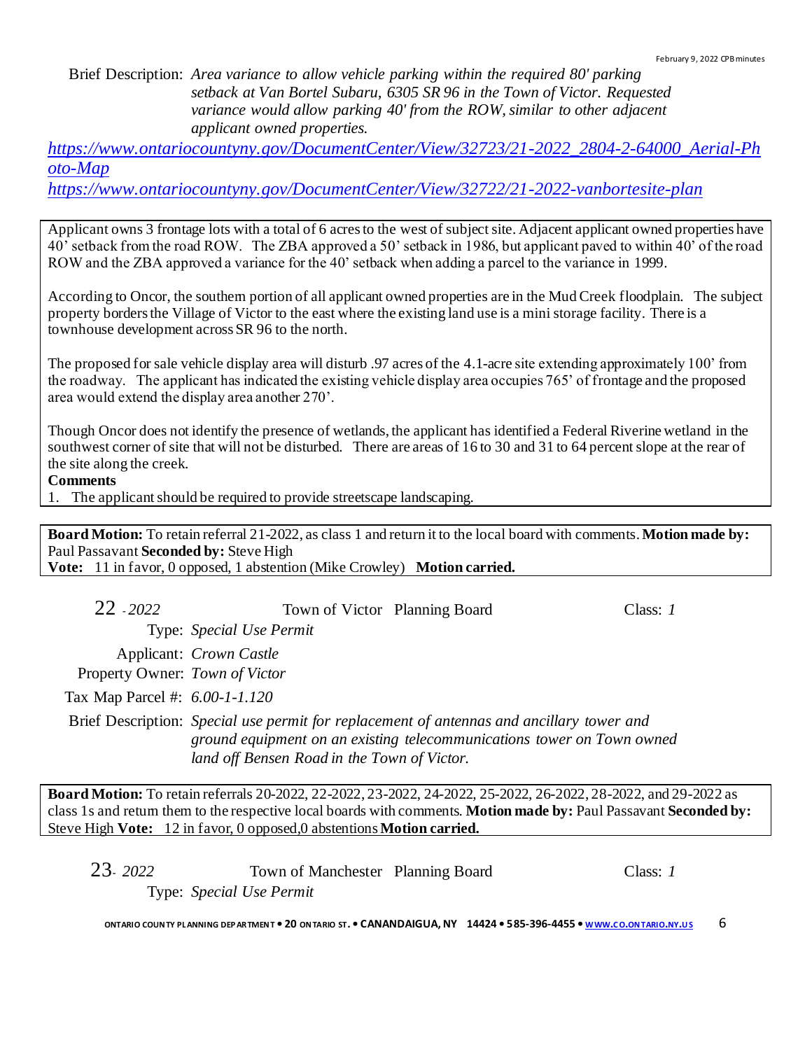Brief Description: *Area variance to allow vehicle parking within the required 80' parking setback at Van Bortel Subaru, 6305 SR 96 in the Town of Victor. Requested variance would allow parking 40' from the ROW, similar to other adjacent applicant owned properties.*

*https://www.ontariocountyny.gov/DocumentCenter/View/32723/21-2022_2804-2-64000_Aerial-Photo-Map*

*https://www.ontariocountyny.gov/DocumentCenter/View/32722/21-2022-vanbortesite-plan*

Applicant owns 3 frontage lots with a total of 6 acres to the west of subject site. Adjacent applicant owned properties have 40' setback from the road ROW. The ZBA approved a 50' setback in 1986, but applicant paved to within 40' of the road ROW and the ZBA approved a variance for the 40' setback when adding a parcel to the variance in 1999.

According to Oncor, the southern portion of all applicant owned properties are in the Mud Creek floodplain. The subject property borders the Village of Victor to the east where the existing land use is a mini storage facility. There is a townhouse development across SR 96 to the north.

The proposed for sale vehicle display area will disturb .97 acres of the 4.1-acre site extending approximately 100' from the roadway. The applicant has indicated the existing vehicle display area occupies 765' of frontage and the proposed area would extend the display area another 270'.

Though Oncor does not identify the presence of wetlands, the applicant has identified a Federal Riverine wetland in the southwest corner of site that will not be disturbed. There are areas of 16 to 30 and 31 to 64 percent slope at the rear of the site along the creek.

**Comments**

1. The applicant should be required to provide streetscape landscaping.

**Board Motion:** To retain referral 21-2022, as class 1 and return it to the local board with comments. **Motion made by:** Paul Passavant **Seconded by:** Steve High
**Vote:** 11 in favor, 0 opposed, 1 abstention (Mike Crowley) **Motion carried.**

22 - *2022* Town of Victor Planning Board Class: *1*

Type: *Special Use Permit*

Applicant: *Crown Castle*

Property Owner: *Town of Victor*

Tax Map Parcel #: *6.00-1-1.120*

Brief Description: *Special use permit for replacement of antennas and ancillary tower and ground equipment on an existing telecommunications tower on Town owned land off Bensen Road in the Town of Victor.*

**Board Motion:** To retain referrals 20-2022, 22-2022, 23-2022, 24-2022, 25-2022, 26-2022, 28-2022, and 29-2022 as class 1s and return them to the respective local boards with comments. **Motion made by:** Paul Passavant **Seconded by:** Steve High **Vote:** 12 in favor, 0 opposed, 0 abstentions **Motion carried.**

23- *2022* Town of Manchester Planning Board Class: *1*

Type: *Special Use Permit*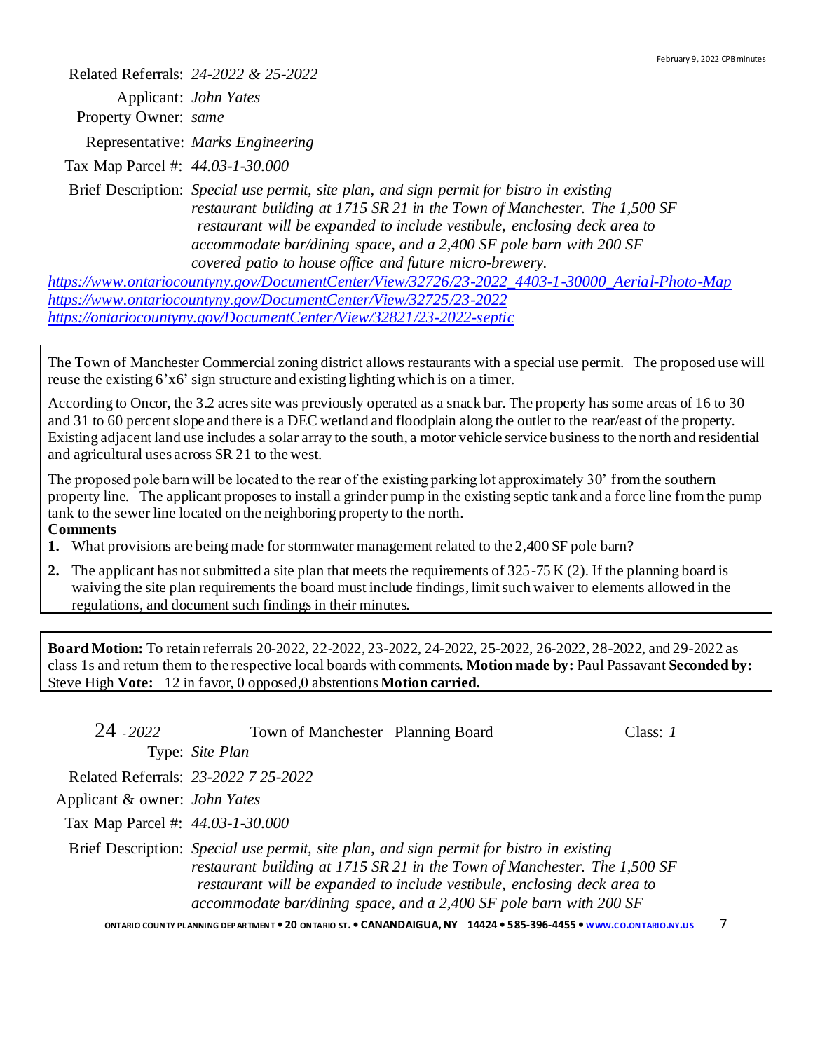Related Referrals: *24-2022 & 25-2022*

Applicant: *John Yates*

Property Owner: *same*

Representative: *Marks Engineering*

Tax Map Parcel #: *44.03-1-30.000*

Brief Description: *Special use permit, site plan, and sign permit for bistro in existing restaurant building at 1715 SR 21 in the Town of Manchester. The 1,500 SF restaurant will be expanded to include vestibule, enclosing deck area to accommodate bar/dining space, and a 2,400 SF pole barn with 200 SF covered patio to house office and future micro-brewery.*

https://www.ontariocountyny.gov/DocumentCenter/View/32726/23-2022_4403-1-30000_Aerial-Photo-Map
https://www.ontariocountyny.gov/DocumentCenter/View/32725/23-2022
https://ontariocountyny.gov/DocumentCenter/View/32821/23-2022-septic

The Town of Manchester Commercial zoning district allows restaurants with a special use permit. The proposed use will reuse the existing 6'x6' sign structure and existing lighting which is on a timer.

According to Oncor, the 3.2 acres site was previously operated as a snack bar. The property has some areas of 16 to 30 and 31 to 60 percent slope and there is a DEC wetland and floodplain along the outlet to the rear/east of the property. Existing adjacent land use includes a solar array to the south, a motor vehicle service business to the north and residential and agricultural uses across SR 21 to the west.

The proposed pole barn will be located to the rear of the existing parking lot approximately 30' from the southern property line. The applicant proposes to install a grinder pump in the existing septic tank and a force line from the pump tank to the sewer line located on the neighboring property to the north.

**Comments**

1. What provisions are being made for stormwater management related to the 2,400 SF pole barn?
2. The applicant has not submitted a site plan that meets the requirements of 325-75 K (2). If the planning board is waiving the site plan requirements the board must include findings, limit such waiver to elements allowed in the regulations, and document such findings in their minutes.

**Board Motion:** To retain referrals 20-2022, 22-2022, 23-2022, 24-2022, 25-2022, 26-2022, 28-2022, and 29-2022 as class 1s and return them to the respective local boards with comments. **Motion made by:** Paul Passavant **Seconded by:** Steve High **Vote:** 12 in favor, 0 opposed, 0 abstentions **Motion carried.**

24 *- 2022* Town of Manchester Planning Board Class: *1*

Type: *Site Plan*

Related Referrals: *23-2022 7 25-2022*

Applicant & owner: *John Yates*

Tax Map Parcel #: *44.03-1-30.000*

Brief Description: *Special use permit, site plan, and sign permit for bistro in existing restaurant building at 1715 SR 21 in the Town of Manchester. The 1,500 SF restaurant will be expanded to include vestibule, enclosing deck area to accommodate bar/dining space, and a 2,400 SF pole barn with 200 SF*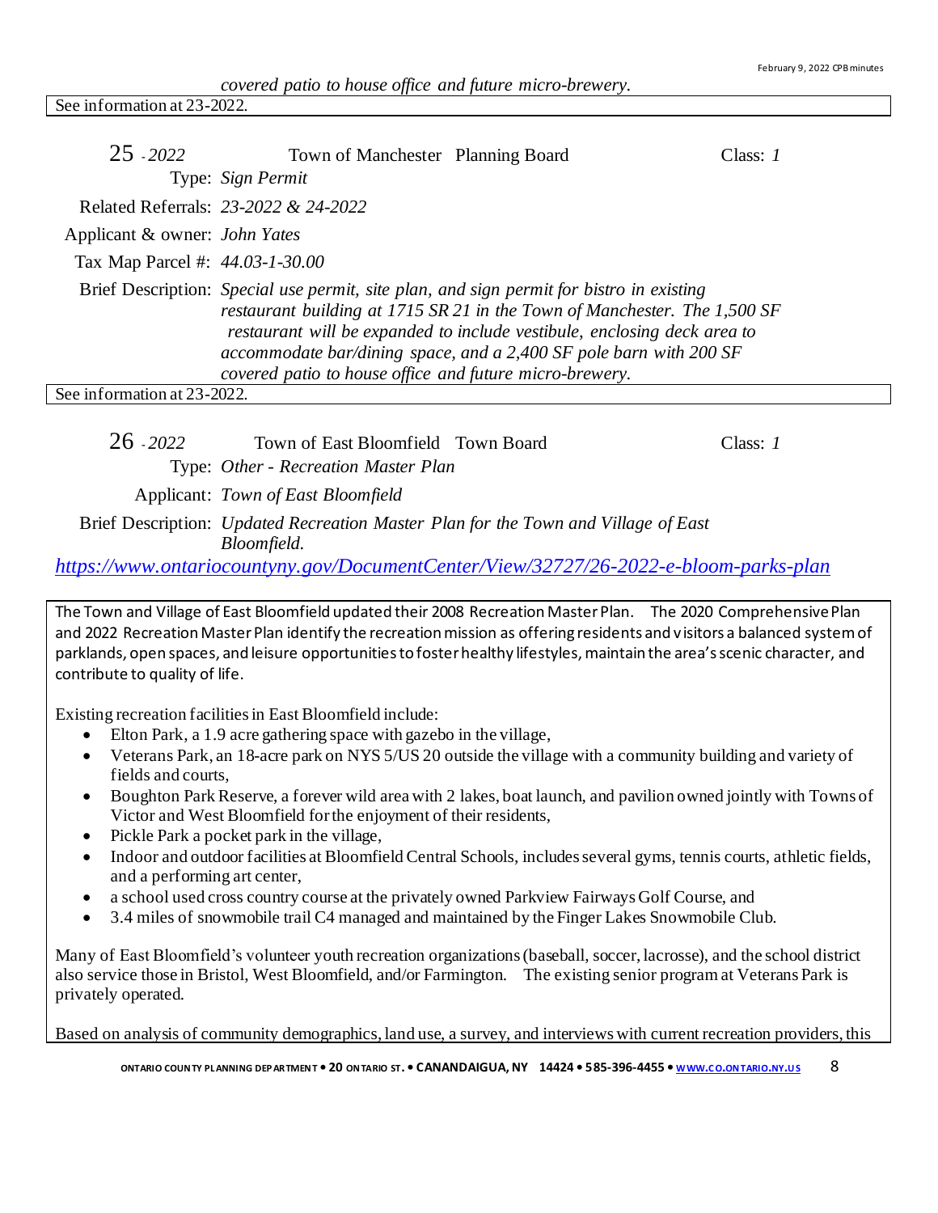*covered patio to house office and future micro-brewery.*

See information at 23-2022.

**25** *- 2022* Town of Manchester Planning Board Class: *1*

Type: *Sign Permit*

Related Referrals: *23-2022 & 24-2022*

Applicant & owner: *John Yates*

Tax Map Parcel #: *44.03-1-30.00*

Brief Description: *Special use permit, site plan, and sign permit for bistro in existing restaurant building at 1715 SR 21 in the Town of Manchester. The 1,500 SF restaurant will be expanded to include vestibule, enclosing deck area to accommodate bar/dining space, and a 2,400 SF pole barn with 200 SF covered patio to house office and future micro-brewery.*

See information at 23-2022.

**26** *- 2022* Town of East Bloomfield Town Board Class: *1*

Type: *Other - Recreation Master Plan*

Applicant: *Town of East Bloomfield*

Brief Description: *Updated Recreation Master Plan for the Town and Village of East Bloomfield.*

*https://www.ontariocountyny.gov/DocumentCenter/View/32727/26-2022-e-bloom-parks-plan*

The Town and Village of East Bloomfield updated their 2008 Recreation Master Plan. The 2020 Comprehensive Plan and 2022 Recreation Master Plan identify the recreation mission as offering residents and visitors a balanced system of parklands, open spaces, and leisure opportunities to foster healthy lifestyles, maintain the area's scenic character, and contribute to quality of life.

Existing recreation facilities in East Bloomfield include:

- Elton Park, a 1.9 acre gathering space with gazebo in the village,
- Veterans Park, an 18-acre park on NYS 5/US 20 outside the village with a community building and variety of fields and courts,
- Boughton Park Reserve, a forever wild area with 2 lakes, boat launch, and pavilion owned jointly with Towns of Victor and West Bloomfield for the enjoyment of their residents,
- Pickle Park a pocket park in the village,
- Indoor and outdoor facilities at Bloomfield Central Schools, includes several gyms, tennis courts, athletic fields, and a performing art center,
- a school used cross country course at the privately owned Parkview Fairways Golf Course, and
- 3.4 miles of snowmobile trail C4 managed and maintained by the Finger Lakes Snowmobile Club.

Many of East Bloomfield's volunteer youth recreation organizations (baseball, soccer, lacrosse), and the school district also service those in Bristol, West Bloomfield, and/or Farmington. The existing senior program at Veterans Park is privately operated.

Based on analysis of community demographics, land use, a survey, and interviews with current recreation providers, this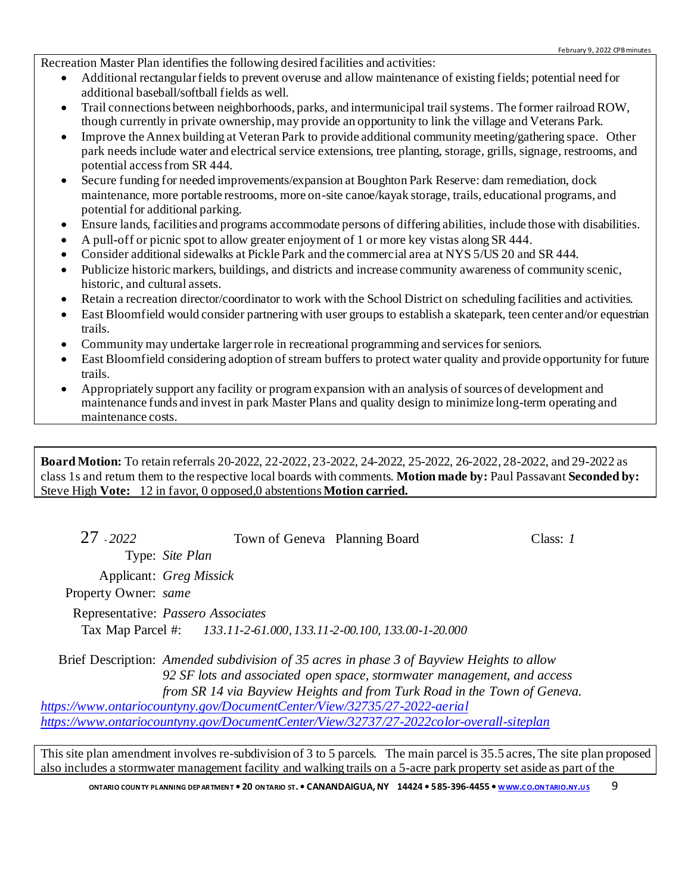Recreation Master Plan identifies the following desired facilities and activities:

- Additional rectangular fields to prevent overuse and allow maintenance of existing fields; potential need for additional baseball/softball fields as well.
- Trail connections between neighborhoods, parks, and intermunicipal trail systems. The former railroad ROW, though currently in private ownership, may provide an opportunity to link the village and Veterans Park.
- Improve the Annex building at Veteran Park to provide additional community meeting/gathering space. Other park needs include water and electrical service extensions, tree planting, storage, grills, signage, restrooms, and potential access from SR 444.
- Secure funding for needed improvements/expansion at Boughton Park Reserve: dam remediation, dock maintenance, more portable restrooms, more on-site canoe/kayak storage, trails, educational programs, and potential for additional parking.
- Ensure lands, facilities and programs accommodate persons of differing abilities, include those with disabilities.
- A pull-off or picnic spot to allow greater enjoyment of 1 or more key vistas along SR 444.
- Consider additional sidewalks at Pickle Park and the commercial area at NYS 5/US 20 and SR 444.
- Publicize historic markers, buildings, and districts and increase community awareness of community scenic, historic, and cultural assets.
- Retain a recreation director/coordinator to work with the School District on scheduling facilities and activities.
- East Bloomfield would consider partnering with user groups to establish a skatepark, teen center and/or equestrian trails.
- Community may undertake larger role in recreational programming and services for seniors.
- East Bloomfield considering adoption of stream buffers to protect water quality and provide opportunity for future trails.
- Appropriately support any facility or program expansion with an analysis of sources of development and maintenance funds and invest in park Master Plans and quality design to minimize long-term operating and maintenance costs.

**Board Motion:** To retain referrals 20-2022, 22-2022, 23-2022, 24-2022, 25-2022, 26-2022, 28-2022, and 29-2022 as class 1s and return them to the respective local boards with comments. **Motion made by:** Paul Passavant **Seconded by:** Steve High **Vote:** 12 in favor, 0 opposed, 0 abstentions **Motion carried.**

27 *- 2022* Town of Geneva Planning Board Class: *1*

Type: *Site Plan*

Applicant: *Greg Missick*

Property Owner: *same*

Representative: *Passero Associates*

Tax Map Parcel #: *133.11-2-61.000, 133.11-2-00.100, 133.00-1-20.000*

Brief Description: *Amended subdivision of 35 acres in phase 3 of Bayview Heights to allow 92 SF lots and associated open space, stormwater management, and access from SR 14 via Bayview Heights and from Turk Road in the Town of Geneva.*

*https://www.ontariocountyny.gov/DocumentCenter/View/32735/27-2022-aerial*
*https://www.ontariocountyny.gov/DocumentCenter/View/32737/27-2022color-overall-siteplan*

This site plan amendment involves re-subdivision of 3 to 5 parcels. The main parcel is 35.5 acres, The site plan proposed also includes a stormwater management facility and walking trails on a 5-acre park property set aside as part of the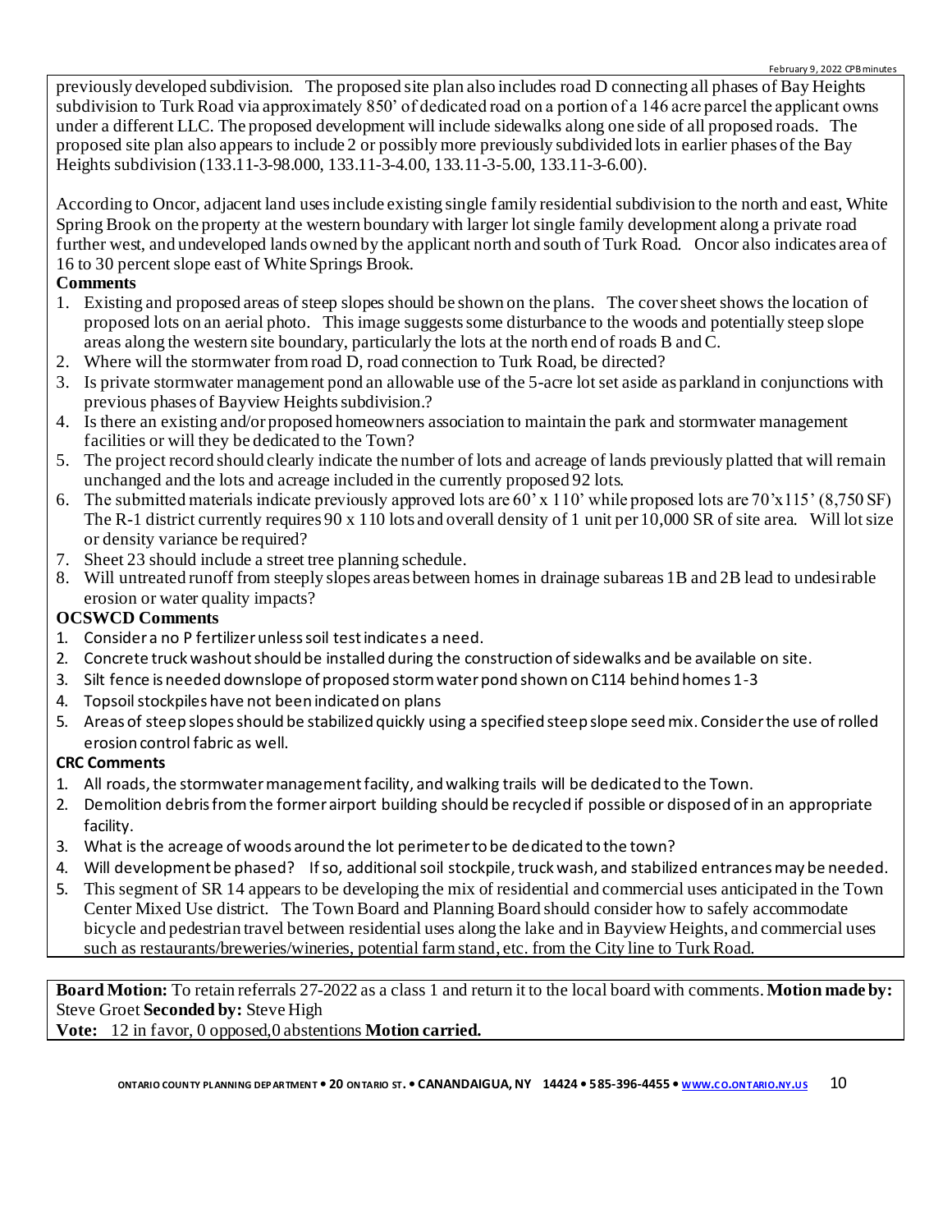previously developed subdivision. The proposed site plan also includes road D connecting all phases of Bay Heights subdivision to Turk Road via approximately 850' of dedicated road on a portion of a 146 acre parcel the applicant owns under a different LLC. The proposed development will include sidewalks along one side of all proposed roads. The proposed site plan also appears to include 2 or possibly more previously subdivided lots in earlier phases of the Bay Heights subdivision (133.11-3-98.000, 133.11-3-4.00, 133.11-3-5.00, 133.11-3-6.00).

According to Oncor, adjacent land uses include existing single family residential subdivision to the north and east, White Spring Brook on the property at the western boundary with larger lot single family development along a private road further west, and undeveloped lands owned by the applicant north and south of Turk Road. Oncor also indicates area of 16 to 30 percent slope east of White Springs Brook.

**Comments**

1. Existing and proposed areas of steep slopes should be shown on the plans. The cover sheet shows the location of proposed lots on an aerial photo. This image suggests some disturbance to the woods and potentially steep slope areas along the western site boundary, particularly the lots at the north end of roads B and C.
2. Where will the stormwater from road D, road connection to Turk Road, be directed?
3. Is private stormwater management pond an allowable use of the 5-acre lot set aside as parkland in conjunctions with previous phases of Bayview Heights subdivision.?
4. Is there an existing and/or proposed homeowners association to maintain the park and stormwater management facilities or will they be dedicated to the Town?
5. The project record should clearly indicate the number of lots and acreage of lands previously platted that will remain unchanged and the lots and acreage included in the currently proposed 92 lots.
6. The submitted materials indicate previously approved lots are 60' x 110' while proposed lots are 70'x115' (8,750 SF) The R-1 district currently requires 90 x 110 lots and overall density of 1 unit per 10,000 SR of site area. Will lot size or density variance be required?
7. Sheet 23 should include a street tree planning schedule.
8. Will untreated runoff from steeply slopes areas between homes in drainage subareas 1B and 2B lead to undesirable erosion or water quality impacts?

**OCSWCD Comments**

1. Consider a no P fertilizer unless soil test indicates a need.
2. Concrete truck washout should be installed during the construction of sidewalks and be available on site.
3. Silt fence is needed downslope of proposed storm water pond shown on C114 behind homes 1-3
4. Topsoil stockpiles have not been indicated on plans
5. Areas of steep slopes should be stabilized quickly using a specified steep slope seed mix. Consider the use of rolled erosion control fabric as well.

**CRC Comments**

1. All roads, the stormwater management facility, and walking trails will be dedicated to the Town.
2. Demolition debris from the former airport building should be recycled if possible or disposed of in an appropriate facility.
3. What is the acreage of woods around the lot perimeter to be dedicated to the town?
4. Will development be phased? If so, additional soil stockpile, truck wash, and stabilized entrances may be needed.
5. This segment of SR 14 appears to be developing the mix of residential and commercial uses anticipated in the Town Center Mixed Use district. The Town Board and Planning Board should consider how to safely accommodate bicycle and pedestrian travel between residential uses along the lake and in Bayview Heights, and commercial uses such as restaurants/breweries/wineries, potential farm stand, etc. from the City line to Turk Road.

**Board Motion:** To retain referrals 27-2022 as a class 1 and return it to the local board with comments. **Motion made by:** Steve Groet **Seconded by:** Steve High
**Vote:** 12 in favor, 0 opposed, 0 abstentions **Motion carried.**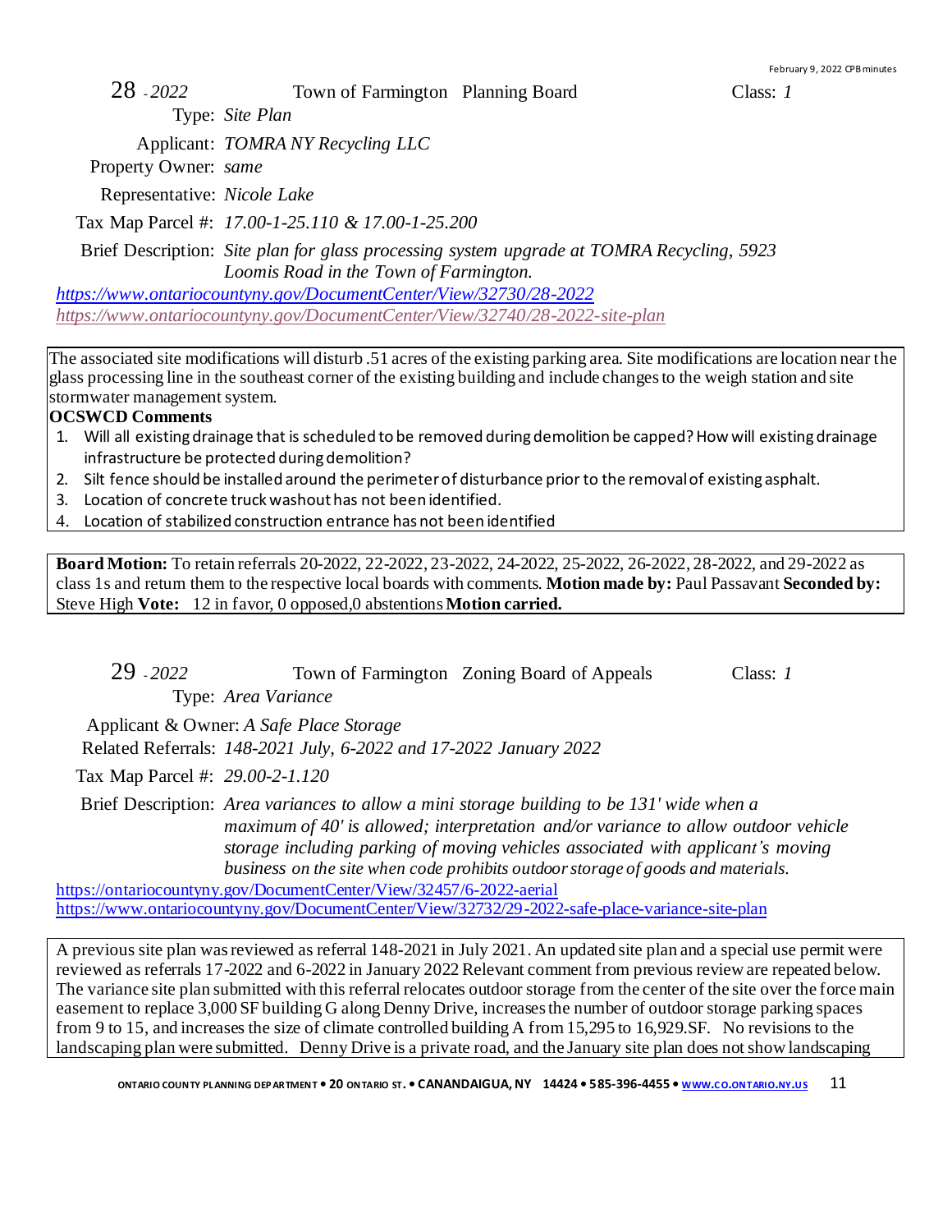**28** *- 2022* Town of Farmington Planning Board Class: *1*

Type: *Site Plan*

Applicant: *TOMRA NY Recycling LLC*

Property Owner: *same*

Representative: *Nicole Lake*

Tax Map Parcel #: *17.00-1-25.110 & 17.00-1-25.200*

Brief Description: *Site plan for glass processing system upgrade at TOMRA Recycling, 5923 Loomis Road in the Town of Farmington.*

*https://www.ontariocountyny.gov/DocumentCenter/View/32730/28-2022*
*https://www.ontariocountyny.gov/DocumentCenter/View/32740/28-2022-site-plan*

The associated site modifications will disturb .51 acres of the existing parking area. Site modifications are location near the glass processing line in the southeast corner of the existing building and include changes to the weigh station and site stormwater management system.

**OCSWCD Comments**

1. Will all existing drainage that is scheduled to be removed during demolition be capped? How will existing drainage infrastructure be protected during demolition?
2. Silt fence should be installed around the perimeter of disturbance prior to the removal of existing asphalt.
3. Location of concrete truck washout has not been identified.
4. Location of stabilized construction entrance has not been identified

**Board Motion:** To retain referrals 20-2022, 22-2022, 23-2022, 24-2022, 25-2022, 26-2022, 28-2022, and 29-2022 as class 1s and return them to the respective local boards with comments. **Motion made by:** Paul Passavant **Seconded by:** Steve High **Vote:** 12 in favor, 0 opposed, 0 abstentions **Motion carried.**

**29** *- 2022* Town of Farmington Zoning Board of Appeals Class: *1*

Type: *Area Variance*

Applicant & Owner: *A Safe Place Storage*

Related Referrals: *148-2021 July, 6-2022 and 17-2022 January 2022*

Tax Map Parcel #: *29.00-2-1.120*

Brief Description: *Area variances to allow a mini storage building to be 131' wide when a maximum of 40' is allowed; interpretation and/or variance to allow outdoor vehicle storage including parking of moving vehicles associated with applicant's moving business on the site when code prohibits outdoor storage of goods and materials.*

https://ontariocountyny.gov/DocumentCenter/View/32457/6-2022-aerial
https://www.ontariocountyny.gov/DocumentCenter/View/32732/29-2022-safe-place-variance-site-plan

A previous site plan was reviewed as referral 148-2021 in July 2021. An updated site plan and a special use permit were reviewed as referrals 17-2022 and 6-2022 in January 2022 Relevant comment from previous review are repeated below. The variance site plan submitted with this referral relocates outdoor storage from the center of the site over the force main easement to replace 3,000 SF building G along Denny Drive, increases the number of outdoor storage parking spaces from 9 to 15, and increases the size of climate controlled building A from 15,295 to 16,929.SF. No revisions to the landscaping plan were submitted. Denny Drive is a private road, and the January site plan does not show landscaping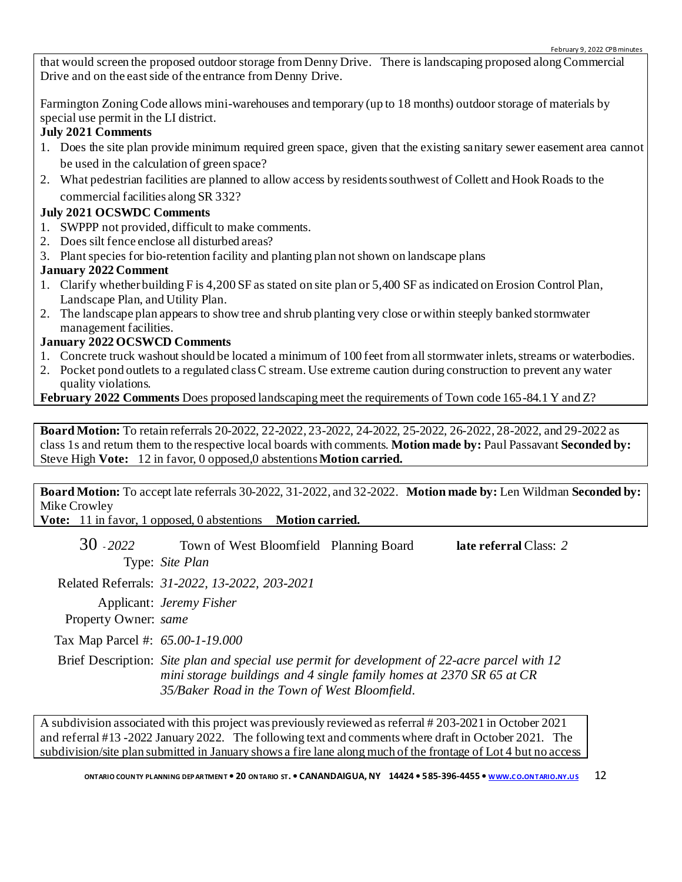that would screen the proposed outdoor storage from Denny Drive. There is landscaping proposed along Commercial Drive and on the east side of the entrance from Denny Drive.

Farmington Zoning Code allows mini-warehouses and temporary (up to 18 months) outdoor storage of materials by special use permit in the LI district.

**July 2021 Comments**

1. Does the site plan provide minimum required green space, given that the existing sanitary sewer easement area cannot be used in the calculation of green space?
2. What pedestrian facilities are planned to allow access by residents southwest of Collett and Hook Roads to the commercial facilities along SR 332?

**July 2021 OCSWDC Comments**

1. SWPPP not provided, difficult to make comments.
2. Does silt fence enclose all disturbed areas?
3. Plant species for bio-retention facility and planting plan not shown on landscape plans

**January 2022 Comment**

1. Clarify whether building F is 4,200 SF as stated on site plan or 5,400 SF as indicated on Erosion Control Plan, Landscape Plan, and Utility Plan.
2. The landscape plan appears to show tree and shrub planting very close or within steeply banked stormwater management facilities.

**January 2022 OCSWCD Comments**

1. Concrete truck washout should be located a minimum of 100 feet from all stormwater inlets, streams or waterbodies.
2. Pocket pond outlets to a regulated class C stream. Use extreme caution during construction to prevent any water quality violations.

**February 2022 Comments** Does proposed landscaping meet the requirements of Town code 165-84.1 Y and Z?

**Board Motion:** To retain referrals 20-2022, 22-2022, 23-2022, 24-2022, 25-2022, 26-2022, 28-2022, and 29-2022 as class 1s and return them to the respective local boards with comments. **Motion made by:** Paul Passavant **Seconded by:** Steve High **Vote:** 12 in favor, 0 opposed, 0 abstentions **Motion carried.**

**Board Motion:** To accept late referrals 30-2022, 31-2022, and 32-2022. **Motion made by:** Len Wildman **Seconded by:** Mike Crowley
**Vote:** 11 in favor, 1 opposed, 0 abstentions **Motion carried.**

30 *- 2022* Town of West Bloomfield Planning Board **late referral** Class: *2*

Type: *Site Plan*

Related Referrals: *31-2022, 13-2022, 203-2021*

Applicant: *Jeremy Fisher*

Property Owner: *same*

Tax Map Parcel #: *65.00-1-19.000*

Brief Description: *Site plan and special use permit for development of 22-acre parcel with 12 mini storage buildings and 4 single family homes at 2370 SR 65 at CR 35/Baker Road in the Town of West Bloomfield.*

A subdivision associated with this project was previously reviewed as referral # 203-2021 in October 2021 and referral #13 -2022 January 2022. The following text and comments where draft in October 2021. The subdivision/site plan submitted in January shows a fire lane along much of the frontage of Lot 4 but no access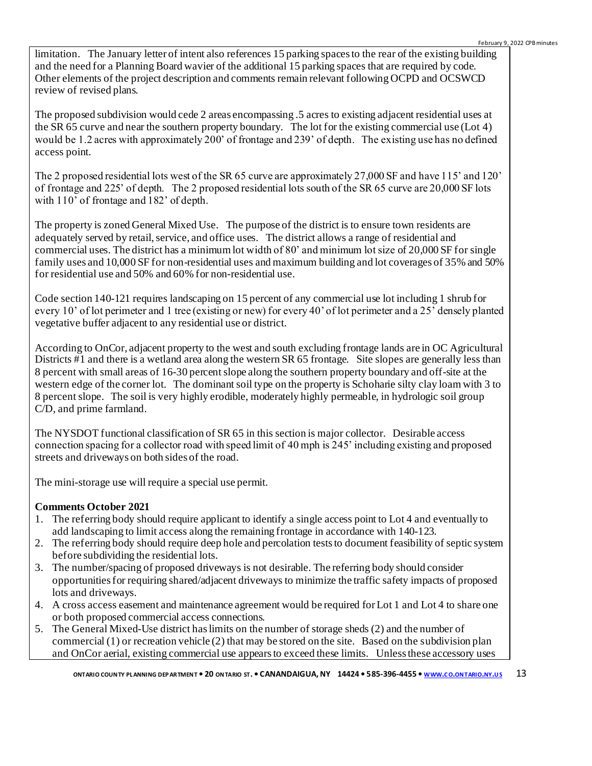limitation. The January letter of intent also references 15 parking spaces to the rear of the existing building and the need for a Planning Board wavier of the additional 15 parking spaces that are required by code. Other elements of the project description and comments remain relevant following OCPD and OCSWCD review of revised plans.

The proposed subdivision would cede 2 areas encompassing .5 acres to existing adjacent residential uses at the SR 65 curve and near the southern property boundary. The lot for the existing commercial use (Lot 4) would be 1.2 acres with approximately 200' of frontage and 239' of depth. The existing use has no defined access point.

The 2 proposed residential lots west of the SR 65 curve are approximately 27,000 SF and have 115' and 120' of frontage and 225' of depth. The 2 proposed residential lots south of the SR 65 curve are 20,000 SF lots with 110' of frontage and 182' of depth.

The property is zoned General Mixed Use. The purpose of the district is to ensure town residents are adequately served by retail, service, and office uses. The district allows a range of residential and commercial uses. The district has a minimum lot width of 80' and minimum lot size of 20,000 SF for single family uses and 10,000 SF for non-residential uses and maximum building and lot coverages of 35% and 50% for residential use and 50% and 60% for non-residential use.

Code section 140-121 requires landscaping on 15 percent of any commercial use lot including 1 shrub for every 10' of lot perimeter and 1 tree (existing or new) for every 40' of lot perimeter and a 25' densely planted vegetative buffer adjacent to any residential use or district.

According to OnCor, adjacent property to the west and south excluding frontage lands are in OC Agricultural Districts #1 and there is a wetland area along the western SR 65 frontage. Site slopes are generally less than 8 percent with small areas of 16-30 percent slope along the southern property boundary and off-site at the western edge of the corner lot. The dominant soil type on the property is Schoharie silty clay loam with 3 to 8 percent slope. The soil is very highly erodible, moderately highly permeable, in hydrologic soil group C/D, and prime farmland.

The NYSDOT functional classification of SR 65 in this section is major collector. Desirable access connection spacing for a collector road with speed limit of 40 mph is 245' including existing and proposed streets and driveways on both sides of the road.

The mini-storage use will require a special use permit.

**Comments October 2021**

1. The referring body should require applicant to identify a single access point to Lot 4 and eventually to add landscaping to limit access along the remaining frontage in accordance with 140-123.
2. The referring body should require deep hole and percolation tests to document feasibility of septic system before subdividing the residential lots.
3. The number/spacing of proposed driveways is not desirable. The referring body should consider opportunities for requiring shared/adjacent driveways to minimize the traffic safety impacts of proposed lots and driveways.
4. A cross access easement and maintenance agreement would be required for Lot 1 and Lot 4 to share one or both proposed commercial access connections.
5. The General Mixed-Use district has limits on the number of storage sheds (2) and the number of commercial (1) or recreation vehicle (2) that may be stored on the site. Based on the subdivision plan and OnCor aerial, existing commercial use appears to exceed these limits. Unless these accessory uses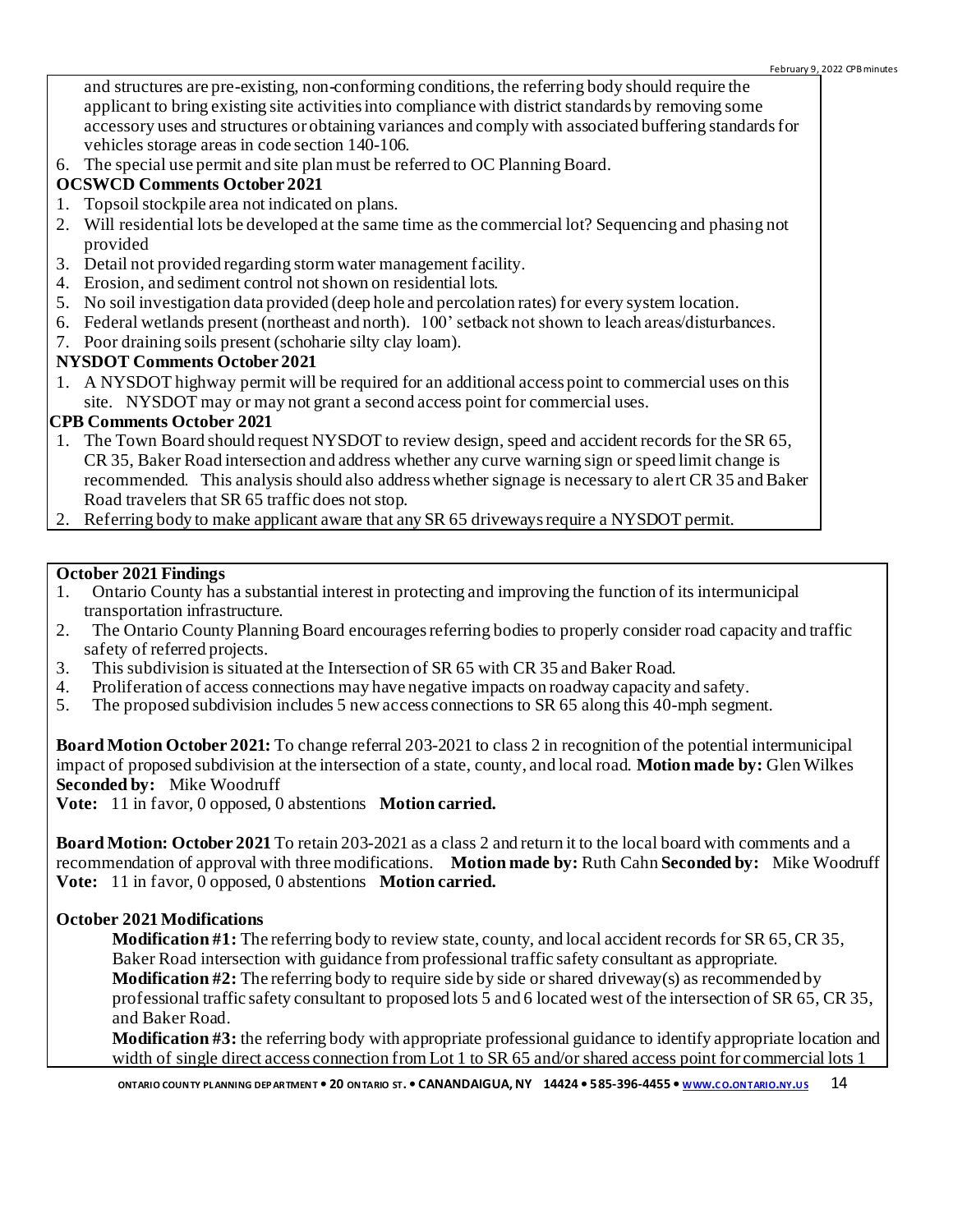and structures are pre-existing, non-conforming conditions, the referring body should require the applicant to bring existing site activities into compliance with district standards by removing some accessory uses and structures or obtaining variances and comply with associated buffering standards for vehicles storage areas in code section 140-106.

6. The special use permit and site plan must be referred to OC Planning Board.

**OCSWCD Comments October 2021**

1. Topsoil stockpile area not indicated on plans.
2. Will residential lots be developed at the same time as the commercial lot? Sequencing and phasing not provided
3. Detail not provided regarding storm water management facility.
4. Erosion, and sediment control not shown on residential lots.
5. No soil investigation data provided (deep hole and percolation rates) for every system location.
6. Federal wetlands present (northeast and north). 100' setback not shown to leach areas/disturbances.
7. Poor draining soils present (schoharie silty clay loam).

**NYSDOT Comments October 2021**

1. A NYSDOT highway permit will be required for an additional access point to commercial uses on this site. NYSDOT may or may not grant a second access point for commercial uses.

**CPB Comments October 2021**

1. The Town Board should request NYSDOT to review design, speed and accident records for the SR 65, CR 35, Baker Road intersection and address whether any curve warning sign or speed limit change is recommended. This analysis should also address whether signage is necessary to alert CR 35 and Baker Road travelers that SR 65 traffic does not stop.
2. Referring body to make applicant aware that any SR 65 driveways require a NYSDOT permit.

**October 2021 Findings**

1. Ontario County has a substantial interest in protecting and improving the function of its intermunicipal transportation infrastructure.
2. The Ontario County Planning Board encourages referring bodies to properly consider road capacity and traffic safety of referred projects.
3. This subdivision is situated at the Intersection of SR 65 with CR 35 and Baker Road.
4. Proliferation of access connections may have negative impacts on roadway capacity and safety.
5. The proposed subdivision includes 5 new access connections to SR 65 along this 40-mph segment.

**Board Motion October 2021:** To change referral 203-2021 to class 2 in recognition of the potential intermunicipal impact of proposed subdivision at the intersection of a state, county, and local road. **Motion made by:** Glen Wilkes **Seconded by:** Mike Woodruff
**Vote:** 11 in favor, 0 opposed, 0 abstentions **Motion carried.**

**Board Motion: October 2021** To retain 203-2021 as a class 2 and return it to the local board with comments and a recommendation of approval with three modifications. **Motion made by:** Ruth Cahn **Seconded by:** Mike Woodruff
**Vote:** 11 in favor, 0 opposed, 0 abstentions **Motion carried.**

**October 2021 Modifications**

**Modification #1:** The referring body to review state, county, and local accident records for SR 65, CR 35, Baker Road intersection with guidance from professional traffic safety consultant as appropriate.

**Modification #2:** The referring body to require side by side or shared driveway(s) as recommended by professional traffic safety consultant to proposed lots 5 and 6 located west of the intersection of SR 65, CR 35, and Baker Road.

**Modification #3:** the referring body with appropriate professional guidance to identify appropriate location and width of single direct access connection from Lot 1 to SR 65 and/or shared access point for commercial lots 1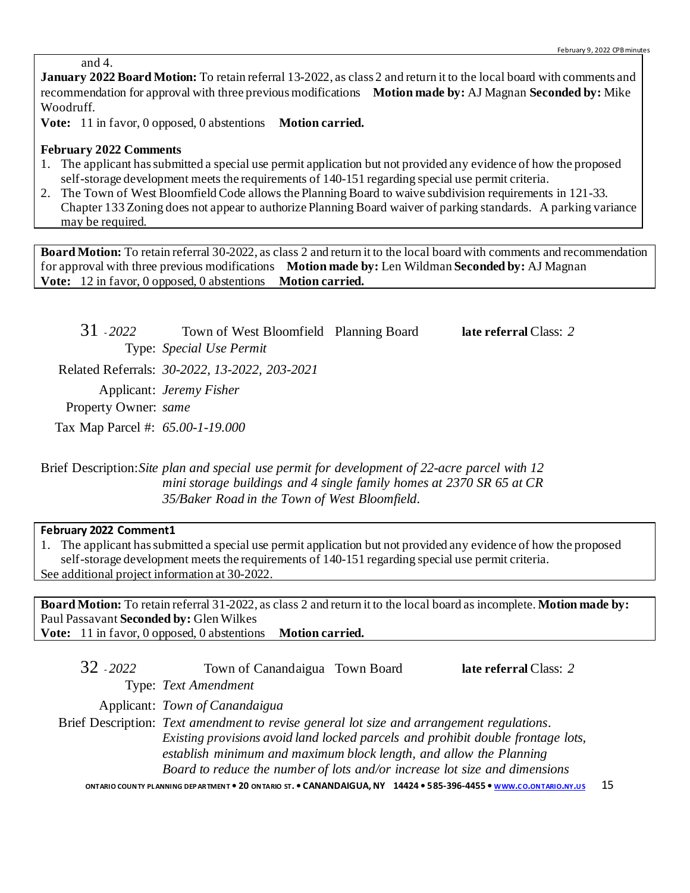and 4.

**January 2022 Board Motion:** To retain referral 13-2022, as class 2 and return it to the local board with comments and recommendation for approval with three previous modifications **Motion made by:** AJ Magnan **Seconded by:** Mike Woodruff.

**Vote:** 11 in favor, 0 opposed, 0 abstentions **Motion carried.**

**February 2022 Comments**

1. The applicant has submitted a special use permit application but not provided any evidence of how the proposed self-storage development meets the requirements of 140-151 regarding special use permit criteria.
2. The Town of West Bloomfield Code allows the Planning Board to waive subdivision requirements in 121-33. Chapter 133 Zoning does not appear to authorize Planning Board waiver of parking standards. A parking variance may be required.

**Board Motion:** To retain referral 30-2022, as class 2 and return it to the local board with comments and recommendation for approval with three previous modifications **Motion made by:** Len Wildman **Seconded by:** AJ Magnan
**Vote:** 12 in favor, 0 opposed, 0 abstentions **Motion carried.**

31 - *2022* Town of West Bloomfield Planning Board **late referral** Class: *2*

Type: *Special Use Permit*

Related Referrals: *30-2022, 13-2022, 203-2021*

Applicant: *Jeremy Fisher*

Property Owner: *same*

Tax Map Parcel #: *65.00-1-19.000*

Brief Description: *Site plan and special use permit for development of 22-acre parcel with 12 mini storage buildings and 4 single family homes at 2370 SR 65 at CR 35/Baker Road in the Town of West Bloomfield.*

**February 2022 Comment1**

1. The applicant has submitted a special use permit application but not provided any evidence of how the proposed self-storage development meets the requirements of 140-151 regarding special use permit criteria.

See additional project information at 30-2022.

**Board Motion:** To retain referral 31-2022, as class 2 and return it to the local board as incomplete. **Motion made by:** Paul Passavant **Seconded by:** Glen Wilkes
**Vote:** 11 in favor, 0 opposed, 0 abstentions **Motion carried.**

32 - *2022* Town of Canandaigua Town Board **late referral** Class: *2*

Type: *Text Amendment*

Applicant: *Town of Canandaigua*

Brief Description: *Text amendment to revise general lot size and arrangement regulations. Existing provisions avoid land locked parcels and prohibit double frontage lots, establish minimum and maximum block length, and allow the Planning Board to reduce the number of lots and/or increase lot size and dimensions*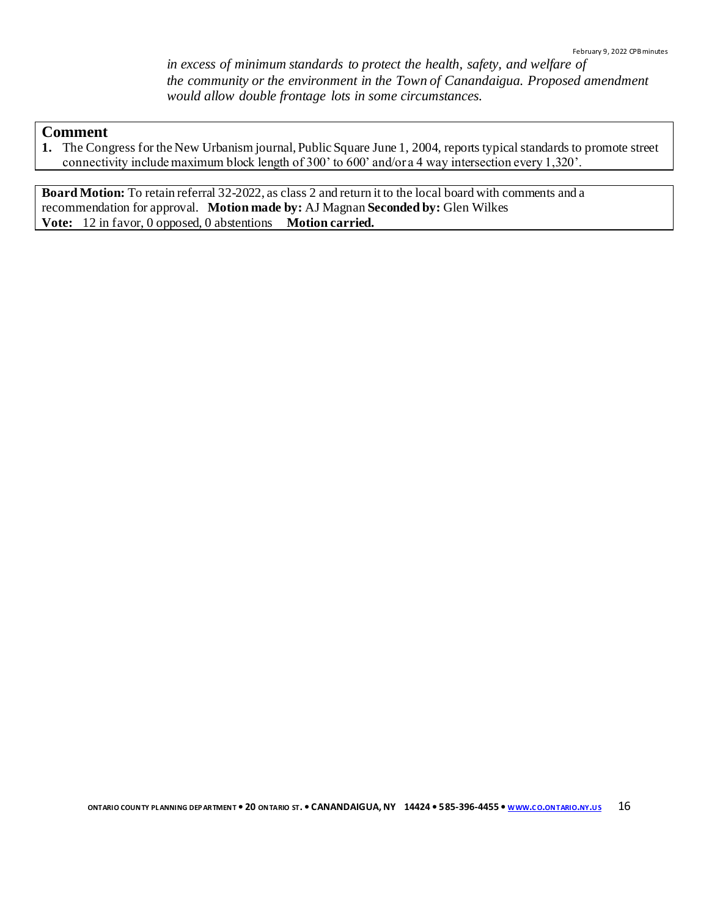*in excess of minimum standards to protect the health, safety, and welfare of the community or the environment in the Town of Canandaigua. Proposed amendment would allow double frontage lots in some circumstances.*

## Comment

1. The Congress for the New Urbanism journal, Public Square June 1, 2004, reports typical standards to promote street connectivity include maximum block length of 300' to 600' and/or a 4 way intersection every 1,320'.

**Board Motion:** To retain referral 32-2022, as class 2 and return it to the local board with comments and a recommendation for approval. **Motion made by:** AJ Magnan **Seconded by:** Glen Wilkes
**Vote:** 12 in favor, 0 opposed, 0 abstentions **Motion carried.**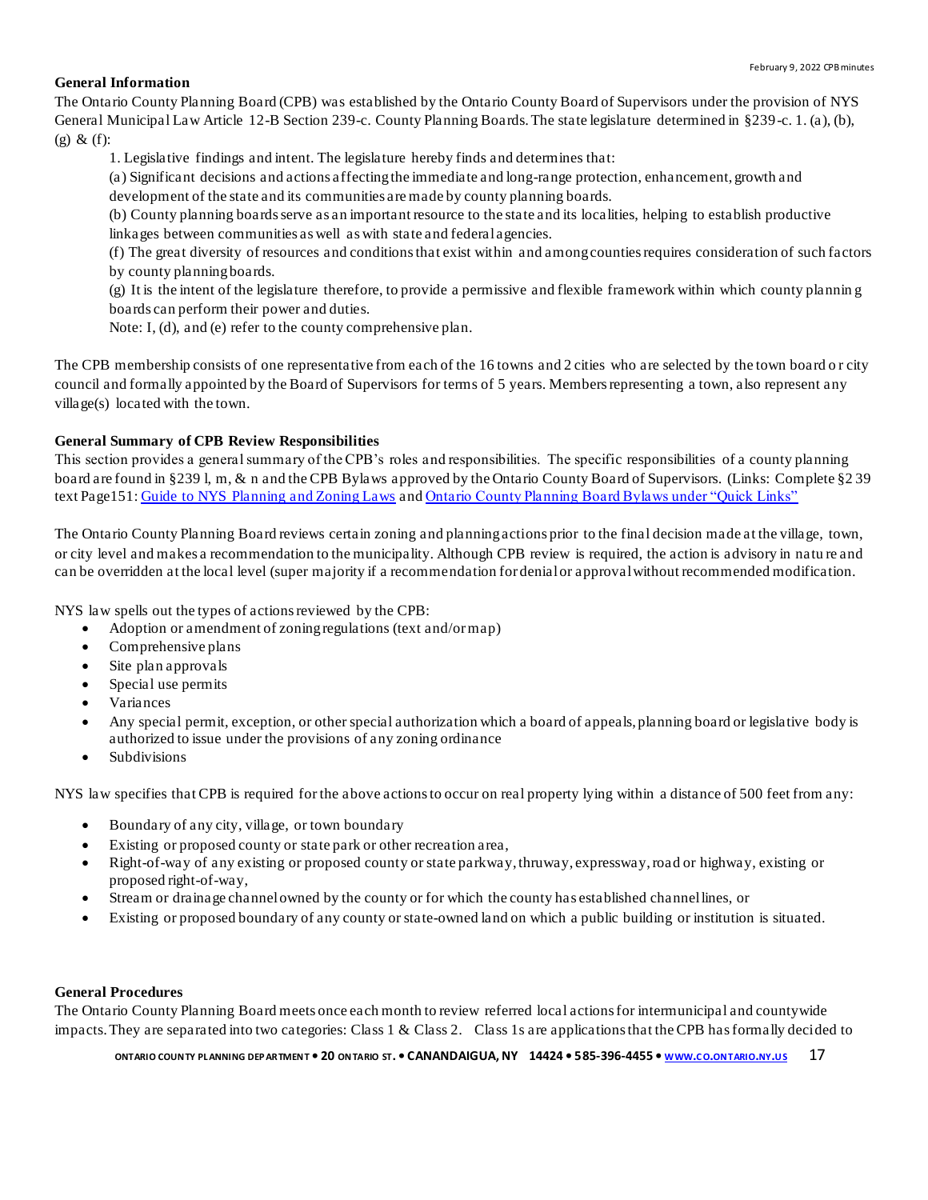## General Information

The Ontario County Planning Board (CPB) was established by the Ontario County Board of Supervisors under the provision of NYS General Municipal Law Article 12-B Section 239-c. County Planning Boards. The state legislature determined in §239-c. 1. (a), (b), (g) & (f):

> 1. Legislative findings and intent. The legislature hereby finds and determines that:
>
> (a) Significant decisions and actions affecting the immediate and long-range protection, enhancement, growth and development of the state and its communities are made by county planning boards.
>
> (b) County planning boards serve as an important resource to the state and its localities, helping to establish productive linkages between communities as well as with state and federal agencies.
>
> (f) The great diversity of resources and conditions that exist within and among counties requires consideration of such factors by county planning boards.
>
> (g) It is the intent of the legislature therefore, to provide a permissive and flexible framework within which county planning boards can perform their power and duties.
>
> Note: I, (d), and (e) refer to the county comprehensive plan.

The CPB membership consists of one representative from each of the 16 towns and 2 cities who are selected by the town board or city council and formally appointed by the Board of Supervisors for terms of 5 years. Members representing a town, also represent any village(s) located with the town.

## General Summary of CPB Review Responsibilities

This section provides a general summary of the CPB's roles and responsibilities. The specific responsibilities of a county planning board are found in §239 l, m, & n and the CPB Bylaws approved by the Ontario County Board of Supervisors. (Links: Complete §239 text Page151: [Guide to NYS Planning and Zoning Laws](#) and [Ontario County Planning Board Bylaws under "Quick Links"](#)

The Ontario County Planning Board reviews certain zoning and planning actions prior to the final decision made at the village, town, or city level and makes a recommendation to the municipality. Although CPB review is required, the action is advisory in nature and can be overridden at the local level (super majority if a recommendation for denial or approval without recommended modification.

NYS law spells out the types of actions reviewed by the CPB:

- Adoption or amendment of zoning regulations (text and/or map)
- Comprehensive plans
- Site plan approvals
- Special use permits
- Variances
- Any special permit, exception, or other special authorization which a board of appeals, planning board or legislative body is authorized to issue under the provisions of any zoning ordinance
- Subdivisions

NYS law specifies that CPB is required for the above actions to occur on real property lying within a distance of 500 feet from any:

- Boundary of any city, village, or town boundary
- Existing or proposed county or state park or other recreation area,
- Right-of-way of any existing or proposed county or state parkway, thruway, expressway, road or highway, existing or proposed right-of-way,
- Stream or drainage channel owned by the county or for which the county has established channel lines, or
- Existing or proposed boundary of any county or state-owned land on which a public building or institution is situated.

## General Procedures

The Ontario County Planning Board meets once each month to review referred local actions for intermunicipal and countywide impacts. They are separated into two categories: Class 1 & Class 2. Class 1s are applications that the CPB has formally decided to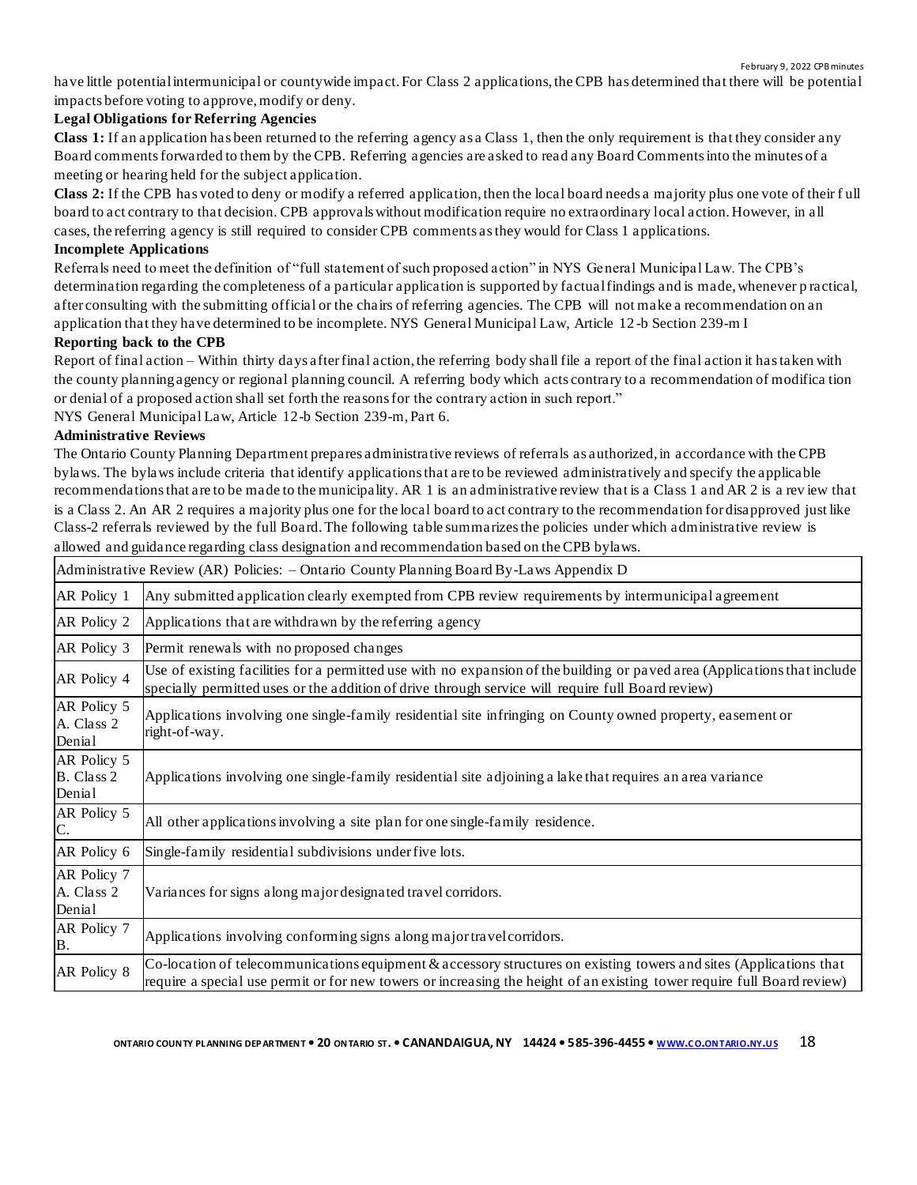have little potential intermunicipal or countywide impact. For Class 2 applications, the CPB has determined that there will be potential impacts before voting to approve, modify or deny.

**Legal Obligations for Referring Agencies**

**Class 1:** If an application has been returned to the referring agency as a Class 1, then the only requirement is that they consider any Board comments forwarded to them by the CPB. Referring agencies are asked to read any Board Comments into the minutes of a meeting or hearing held for the subject application.

**Class 2:** If the CPB has voted to deny or modify a referred application, then the local board needs a majority plus one vote of their full board to act contrary to that decision. CPB approvals without modification require no extraordinary local action. However, in all cases, the referring agency is still required to consider CPB comments as they would for Class 1 applications.

**Incomplete Applications**

Referrals need to meet the definition of "full statement of such proposed action" in NYS General Municipal Law. The CPB's determination regarding the completeness of a particular application is supported by factual findings and is made, whenever practical, after consulting with the submitting official or the chairs of referring agencies. The CPB will not make a recommendation on an application that they have determined to be incomplete. NYS General Municipal Law, Article 12-b Section 239-m I

**Reporting back to the CPB**

Report of final action – Within thirty days after final action, the referring body shall file a report of the final action it has taken with the county planning agency or regional planning council. A referring body which acts contrary to a recommendation of modification or denial of a proposed action shall set forth the reasons for the contrary action in such report."
NYS General Municipal Law, Article 12-b Section 239-m, Part 6.

**Administrative Reviews**

The Ontario County Planning Department prepares administrative reviews of referrals as authorized, in accordance with the CPB bylaws. The bylaws include criteria that identify applications that are to be reviewed administratively and specify the applicable recommendations that are to be made to the municipality. AR 1 is an administrative review that is a Class 1 and AR 2 is a review that is a Class 2. An AR 2 requires a majority plus one for the local board to act contrary to the recommendation for disapproved just like Class-2 referrals reviewed by the full Board. The following table summarizes the policies under which administrative review is allowed and guidance regarding class designation and recommendation based on the CPB bylaws.

| Administrative Review (AR) Policies: – Ontario County Planning Board By-Laws Appendix D | |
|---|---|
| AR Policy 1 | Any submitted application clearly exempted from CPB review requirements by intermunicipal agreement |
| AR Policy 2 | Applications that are withdrawn by the referring agency |
| AR Policy 3 | Permit renewals with no proposed changes |
| AR Policy 4 | Use of existing facilities for a permitted use with no expansion of the building or paved area (Applications that include specially permitted uses or the addition of drive through service will require full Board review) |
| AR Policy 5 A. Class 2 Denial | Applications involving one single-family residential site infringing on County owned property, easement or right-of-way. |
| AR Policy 5 B. Class 2 Denial | Applications involving one single-family residential site adjoining a lake that requires an area variance |
| AR Policy 5 C. | All other applications involving a site plan for one single-family residence. |
| AR Policy 6 | Single-family residential subdivisions under five lots. |
| AR Policy 7 A. Class 2 Denial | Variances for signs along major designated travel corridors. |
| AR Policy 7 B. | Applications involving conforming signs along major travel corridors. |
| AR Policy 8 | Co-location of telecommunications equipment & accessory structures on existing towers and sites (Applications that require a special use permit or for new towers or increasing the height of an existing tower require full Board review) |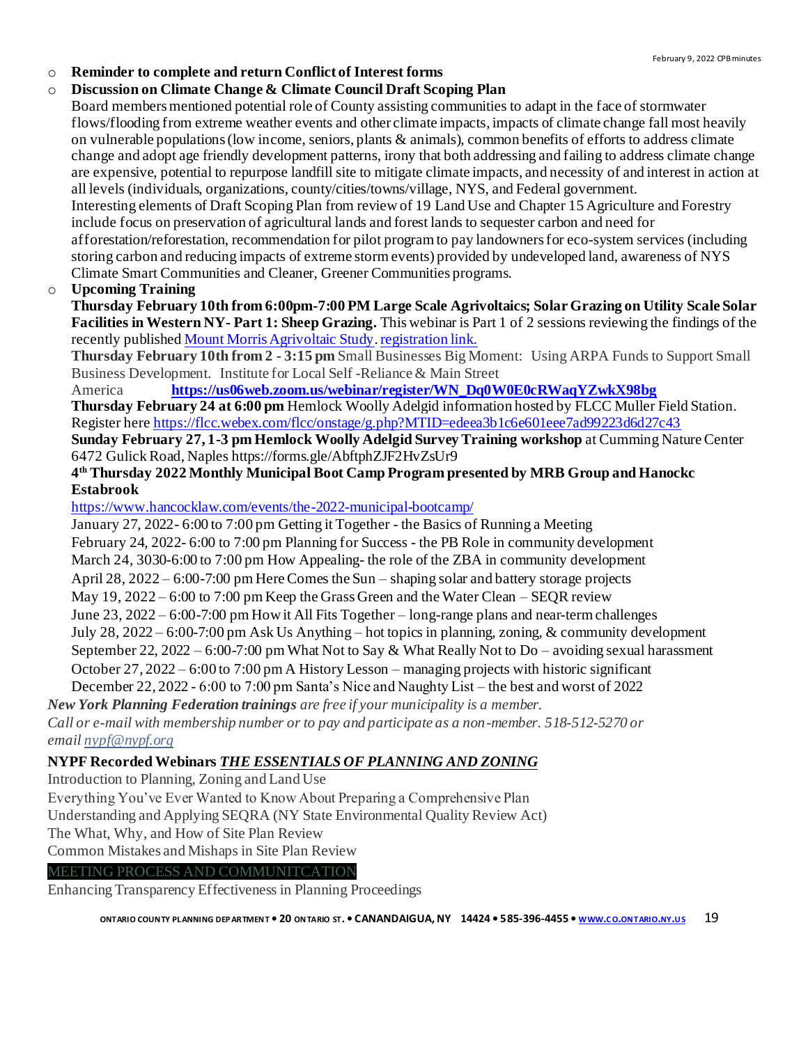- **Reminder to complete and return Conflict of Interest forms**
- **Discussion on Climate Change & Climate Council Draft Scoping Plan**

  Board members mentioned potential role of County assisting communities to adapt in the face of stormwater flows/flooding from extreme weather events and other climate impacts, impacts of climate change fall most heavily on vulnerable populations (low income, seniors, plants & animals), common benefits of efforts to address climate change and adopt age friendly development patterns, irony that both addressing and failing to address climate change are expensive, potential to repurpose landfill site to mitigate climate impacts, and necessity of and interest in action at all levels (individuals, organizations, county/cities/towns/village, NYS, and Federal government.

  Interesting elements of Draft Scoping Plan from review of 19 Land Use and Chapter 15 Agriculture and Forestry include focus on preservation of agricultural lands and forest lands to sequester carbon and need for afforestation/reforestation, recommendation for pilot program to pay landowners for eco-system services (including storing carbon and reducing impacts of extreme storm events) provided by undeveloped land, awareness of NYS Climate Smart Communities and Cleaner, Greener Communities programs.
- **Upcoming Training**

  **Thursday February 10th from 6:00pm-7:00 PM Large Scale Agrivoltaics; Solar Grazing on Utility Scale Solar Facilities in Western NY- Part 1: Sheep Grazing.** This webinar is Part 1 of 2 sessions reviewing the findings of the recently published Mount Morris Agrivoltaic Study. registration link.

  **Thursday February 10th from 2 - 3:15 pm** Small Businesses Big Moment: Using ARPA Funds to Support Small Business Development. Institute for Local Self -Reliance & Main Street America **https://us06web.zoom.us/webinar/register/WN_Dq0W0E0cRWaqYZwkX98bg**

  **Thursday February 24 at 6:00 pm** Hemlock Woolly Adelgid information hosted by FLCC Muller Field Station. Register here https://flcc.webex.com/flcc/onstage/g.php?MTID=edeea3b1c6e601eee7ad99223d6d27c43

  **Sunday February 27, 1-3 pm Hemlock Woolly Adelgid Survey Training workshop** at Cumming Nature Center 6472 Gulick Road, Naples https://forms.gle/AbftphZJF2HvZsUr9

  **4th Thursday 2022 Monthly Municipal Boot Camp Program presented by MRB Group and Hanockc Estabrook**

  https://www.hancocklaw.com/events/the-2022-municipal-bootcamp/

  January 27, 2022- 6:00 to 7:00 pm Getting it Together - the Basics of Running a Meeting
  February 24, 2022- 6:00 to 7:00 pm Planning for Success - the PB Role in community development
  March 24, 3030-6:00 to 7:00 pm How Appealing- the role of the ZBA in community development
  April 28, 2022 – 6:00-7:00 pm Here Comes the Sun – shaping solar and battery storage projects
  May 19, 2022 – 6:00 to 7:00 pm Keep the Grass Green and the Water Clean – SEQR review
  June 23, 2022 – 6:00-7:00 pm How it All Fits Together – long-range plans and near-term challenges
  July 28, 2022 – 6:00-7:00 pm Ask Us Anything – hot topics in planning, zoning, & community development
  September 22, 2022 – 6:00-7:00 pm What Not to Say & What Really Not to Do – avoiding sexual harassment
  October 27, 2022 – 6:00 to 7:00 pm A History Lesson – managing projects with historic significant
  December 22, 2022 - 6:00 to 7:00 pm Santa's Nice and Naughty List – the best and worst of 2022

***New York Planning Federation trainings*** *are free if your municipality is a member.*
*Call or e-mail with membership number or to pay and participate as a non-member. 518-512-5270 or email nypf@nypf.org*

**NYPF Recorded Webinars *THE ESSENTIALS OF PLANNING AND ZONING***

Introduction to Planning, Zoning and Land Use
Everything You've Ever Wanted to Know About Preparing a Comprehensive Plan
Understanding and Applying SEQRA (NY State Environmental Quality Review Act)
The What, Why, and How of Site Plan Review
Common Mistakes and Mishaps in Site Plan Review
MEETING PROCESS AND COMMUNITCATION
Enhancing Transparency Effectiveness in Planning Proceedings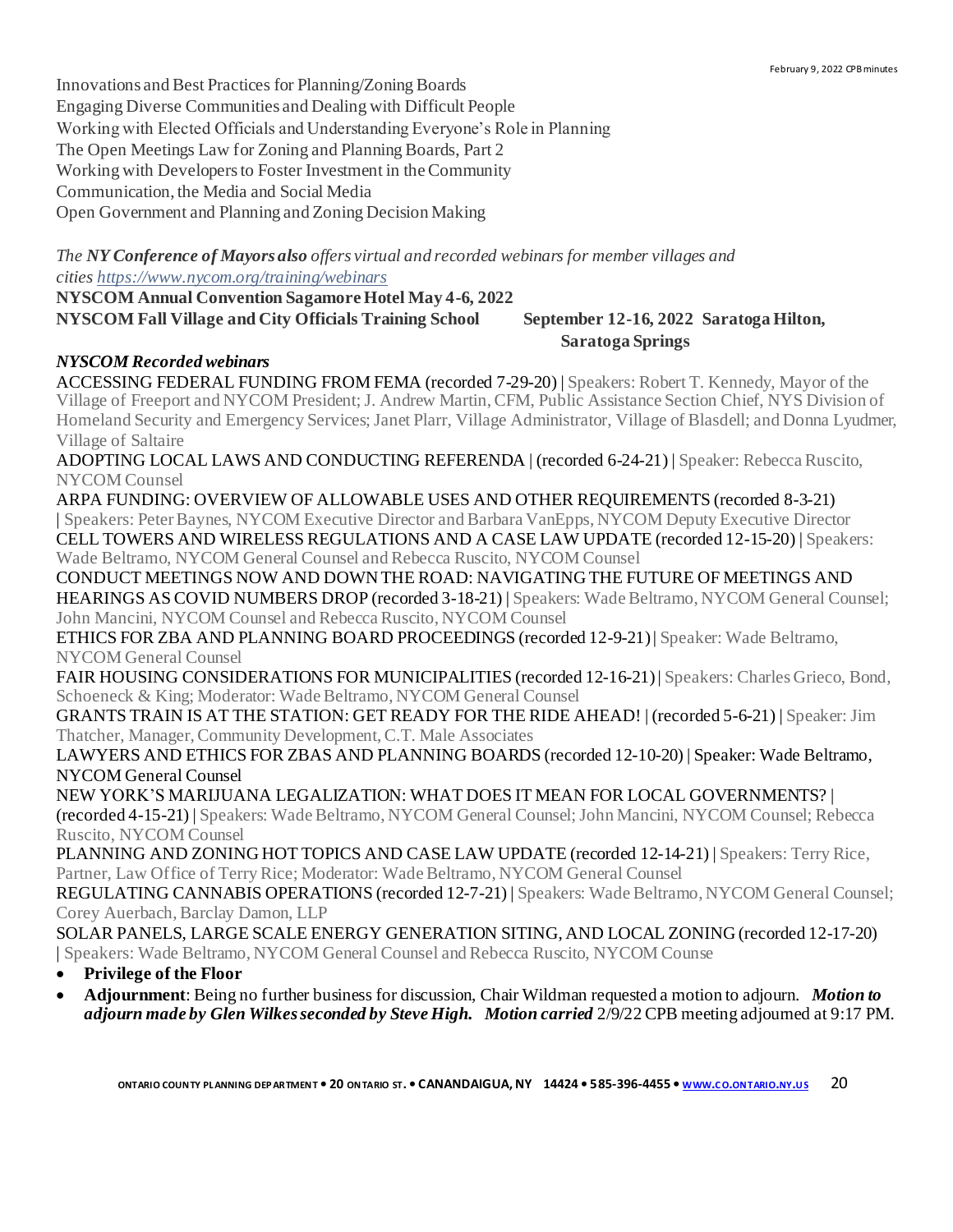Innovations and Best Practices for Planning/Zoning Boards
Engaging Diverse Communities and Dealing with Difficult People
Working with Elected Officials and Understanding Everyone's Role in Planning
The Open Meetings Law for Zoning and Planning Boards, Part 2
Working with Developers to Foster Investment in the Community
Communication, the Media and Social Media
Open Government and Planning and Zoning Decision Making

*The **NY Conference of Mayors** also offers virtual and recorded webinars for member villages and cities* [https://www.nycom.org/training/webinars](https://www.nycom.org/training/webinars)

**NYSCOM Annual Convention Sagamore Hotel May 4-6, 2022**
**NYSCOM Fall Village and City Officials Training School September 12-16, 2022 Saratoga Hilton, Saratoga Springs**

***NYSCOM Recorded webinars***

ACCESSING FEDERAL FUNDING FROM FEMA (recorded 7-29-20) | Speakers: Robert T. Kennedy, Mayor of the Village of Freeport and NYCOM President; J. Andrew Martin, CFM, Public Assistance Section Chief, NYS Division of Homeland Security and Emergency Services; Janet Plarr, Village Administrator, Village of Blasdell; and Donna Lyudmer, Village of Saltaire
ADOPTING LOCAL LAWS AND CONDUCTING REFERENDA | (recorded 6-24-21) | Speaker: Rebecca Ruscito, NYCOM Counsel
ARPA FUNDING: OVERVIEW OF ALLOWABLE USES AND OTHER REQUIREMENTS (recorded 8-3-21) | Speakers: Peter Baynes, NYCOM Executive Director and Barbara VanEpps, NYCOM Deputy Executive Director
CELL TOWERS AND WIRELESS REGULATIONS AND A CASE LAW UPDATE (recorded 12-15-20) | Speakers: Wade Beltramo, NYCOM General Counsel and Rebecca Ruscito, NYCOM Counsel
CONDUCT MEETINGS NOW AND DOWN THE ROAD: NAVIGATING THE FUTURE OF MEETINGS AND HEARINGS AS COVID NUMBERS DROP (recorded 3-18-21) | Speakers: Wade Beltramo, NYCOM General Counsel; John Mancini, NYCOM Counsel and Rebecca Ruscito, NYCOM Counsel
ETHICS FOR ZBA AND PLANNING BOARD PROCEEDINGS (recorded 12-9-21) | Speaker: Wade Beltramo, NYCOM General Counsel
FAIR HOUSING CONSIDERATIONS FOR MUNICIPALITIES (recorded 12-16-21) | Speakers: Charles Grieco, Bond, Schoeneck & King; Moderator: Wade Beltramo, NYCOM General Counsel
GRANTS TRAIN IS AT THE STATION: GET READY FOR THE RIDE AHEAD! | (recorded 5-6-21) | Speaker: Jim Thatcher, Manager, Community Development, C.T. Male Associates
LAWYERS AND ETHICS FOR ZBAS AND PLANNING BOARDS (recorded 12-10-20) | Speaker: Wade Beltramo, NYCOM General Counsel
NEW YORK'S MARIJUANA LEGALIZATION: WHAT DOES IT MEAN FOR LOCAL GOVERNMENTS? | (recorded 4-15-21) | Speakers: Wade Beltramo, NYCOM General Counsel; John Mancini, NYCOM Counsel; Rebecca Ruscito, NYCOM Counsel
PLANNING AND ZONING HOT TOPICS AND CASE LAW UPDATE (recorded 12-14-21) | Speakers: Terry Rice, Partner, Law Office of Terry Rice; Moderator: Wade Beltramo, NYCOM General Counsel
REGULATING CANNABIS OPERATIONS (recorded 12-7-21) | Speakers: Wade Beltramo, NYCOM General Counsel; Corey Auerbach, Barclay Damon, LLP
SOLAR PANELS, LARGE SCALE ENERGY GENERATION SITING, AND LOCAL ZONING (recorded 12-17-20) | Speakers: Wade Beltramo, NYCOM General Counsel and Rebecca Ruscito, NYCOM Counse

- **Privilege of the Floor**
- **Adjournment**: Being no further business for discussion, Chair Wildman requested a motion to adjourn. ***Motion to adjourn made by Glen Wilkes seconded by Steve High. Motion carried*** 2/9/22 CPB meeting adjourned at 9:17 PM.